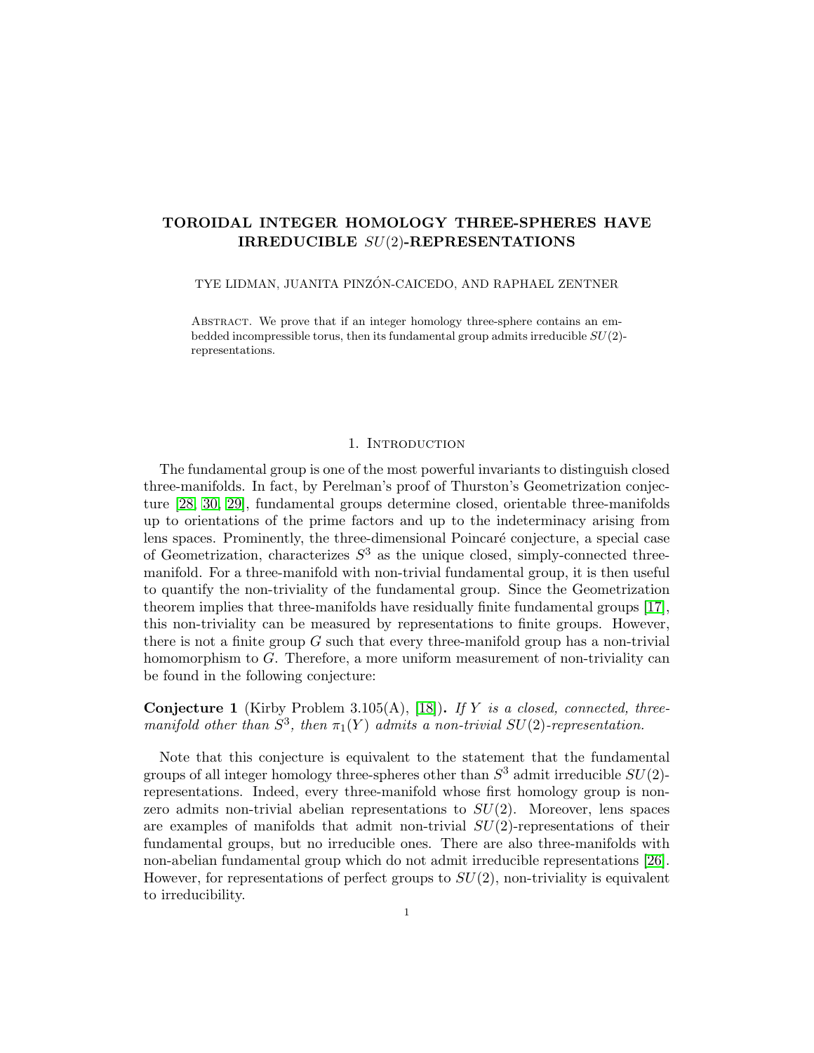# TOROIDAL INTEGER HOMOLOGY THREE-SPHERES HAVE IRREDUCIBLE $SU(2)$-REPRESENTATIONS

TYE LIDMAN, JUANITA PINZÓN-CAICEDO, AND RAPHAEL ZENTNER

ABSTRACT. We prove that if an integer homology three-sphere contains an embedded incompressible torus, then its fundamental group admits irreducible $SU(2)$-representations.

## 1. Introduction

The fundamental group is one of the most powerful invariants to distinguish closed three-manifolds. In fact, by Perelman's proof of Thurston's Geometrization conjecture [28, 30, 29], fundamental groups determine closed, orientable three-manifolds up to orientations of the prime factors and up to the indeterminacy arising from lens spaces. Prominently, the three-dimensional Poincaré conjecture, a special case of Geometrization, characterizes $S^3$ as the unique closed, simply-connected three-manifold. For a three-manifold with non-trivial fundamental group, it is then useful to quantify the non-triviality of the fundamental group. Since the Geometrization theorem implies that three-manifolds have residually finite fundamental groups [17], this non-triviality can be measured by representations to finite groups. However, there is not a finite group $G$ such that every three-manifold group has a non-trivial homomorphism to $G$. Therefore, a more uniform measurement of non-triviality can be found in the following conjecture:

**Conjecture 1** (Kirby Problem 3.105(A), [18])**.** *If $Y$ is a closed, connected, three-manifold other than $S^3$, then $\pi_1(Y)$ admits a non-trivial $SU(2)$-representation.*

Note that this conjecture is equivalent to the statement that the fundamental groups of all integer homology three-spheres other than $S^3$ admit irreducible $SU(2)$-representations. Indeed, every three-manifold whose first homology group is non-zero admits non-trivial abelian representations to $SU(2)$. Moreover, lens spaces are examples of manifolds that admit non-trivial $SU(2)$-representations of their fundamental groups, but no irreducible ones. There are also three-manifolds with non-abelian fundamental group which do not admit irreducible representations [26]. However, for representations of perfect groups to $SU(2)$, non-triviality is equivalent to irreducibility.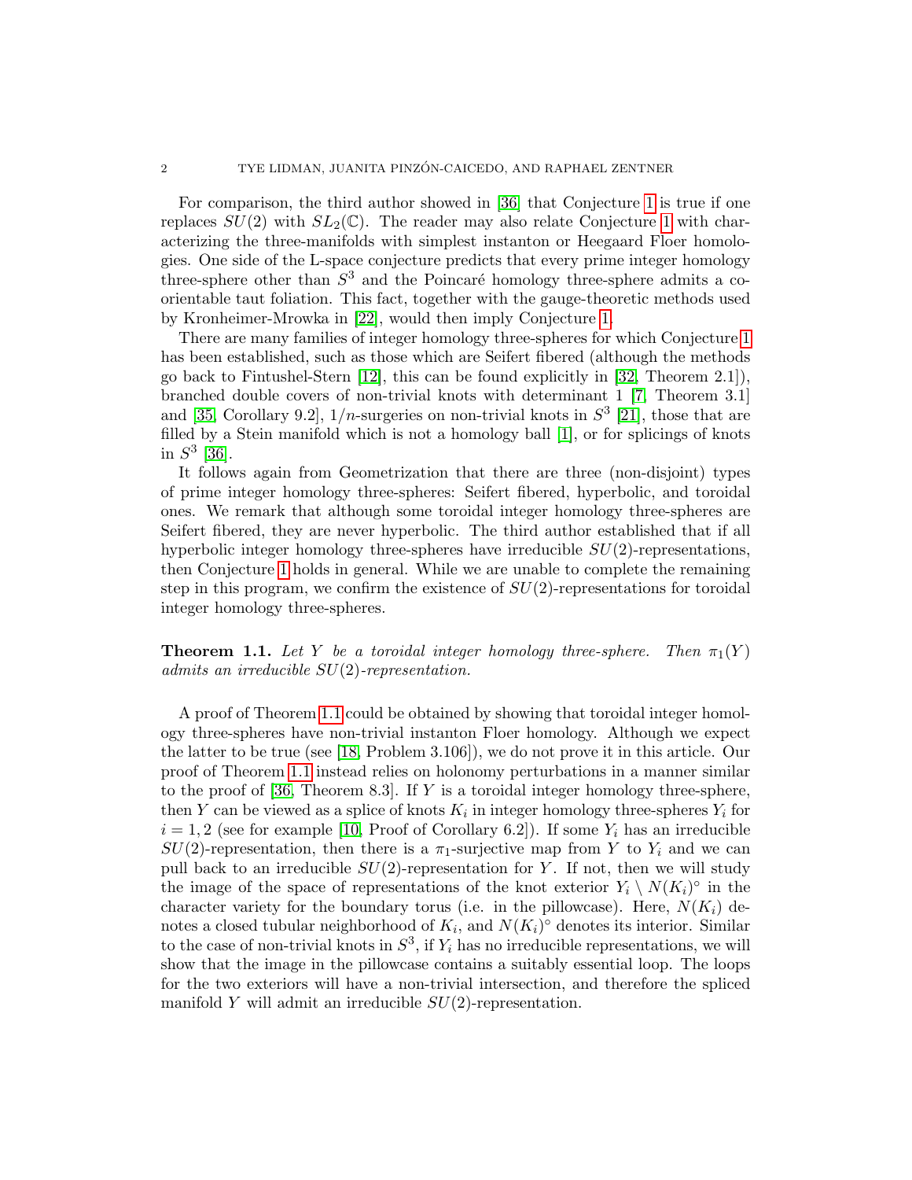For comparison, the third author showed in [36] that Conjecture 1 is true if one replaces $SU(2)$ with $SL_2(\mathbb{C})$. The reader may also relate Conjecture 1 with characterizing the three-manifolds with simplest instanton or Heegaard Floer homologies. One side of the L-space conjecture predicts that every prime integer homology three-sphere other than $S^3$ and the Poincaré homology three-sphere admits a co-orientable taut foliation. This fact, together with the gauge-theoretic methods used by Kronheimer-Mrowka in [22], would then imply Conjecture 1.

There are many families of integer homology three-spheres for which Conjecture 1 has been established, such as those which are Seifert fibered (although the methods go back to Fintushel-Stern [12], this can be found explicitly in [32, Theorem 2.1]), branched double covers of non-trivial knots with determinant 1 [7, Theorem 3.1] and [35, Corollary 9.2], $1/n$-surgeries on non-trivial knots in $S^3$ [21], those that are filled by a Stein manifold which is not a homology ball [1], or for splicings of knots in $S^3$ [36].

It follows again from Geometrization that there are three (non-disjoint) types of prime integer homology three-spheres: Seifert fibered, hyperbolic, and toroidal ones. We remark that although some toroidal integer homology three-spheres are Seifert fibered, they are never hyperbolic. The third author established that if all hyperbolic integer homology three-spheres have irreducible $SU(2)$-representations, then Conjecture 1 holds in general. While we are unable to complete the remaining step in this program, we confirm the existence of $SU(2)$-representations for toroidal integer homology three-spheres.

**Theorem 1.1.** *Let $Y$ be a toroidal integer homology three-sphere. Then $\pi_1(Y)$ admits an irreducible $SU(2)$-representation.*

A proof of Theorem 1.1 could be obtained by showing that toroidal integer homology three-spheres have non-trivial instanton Floer homology. Although we expect the latter to be true (see [18, Problem 3.106]), we do not prove it in this article. Our proof of Theorem 1.1 instead relies on holonomy perturbations in a manner similar to the proof of [36, Theorem 8.3]. If $Y$ is a toroidal integer homology three-sphere, then $Y$ can be viewed as a splice of knots $K_i$ in integer homology three-spheres $Y_i$ for $i = 1, 2$ (see for example [10, Proof of Corollary 6.2]). If some $Y_i$ has an irreducible $SU(2)$-representation, then there is a $\pi_1$-surjective map from $Y$ to $Y_i$ and we can pull back to an irreducible $SU(2)$-representation for $Y$. If not, then we will study the image of the space of representations of the knot exterior $Y_i \setminus N(K_i)^\circ$ in the character variety for the boundary torus (i.e. in the pillowcase). Here, $N(K_i)$ denotes a closed tubular neighborhood of $K_i$, and $N(K_i)^\circ$ denotes its interior. Similar to the case of non-trivial knots in $S^3$, if $Y_i$ has no irreducible representations, we will show that the image in the pillowcase contains a suitably essential loop. The loops for the two exteriors will have a non-trivial intersection, and therefore the spliced manifold $Y$ will admit an irreducible $SU(2)$-representation.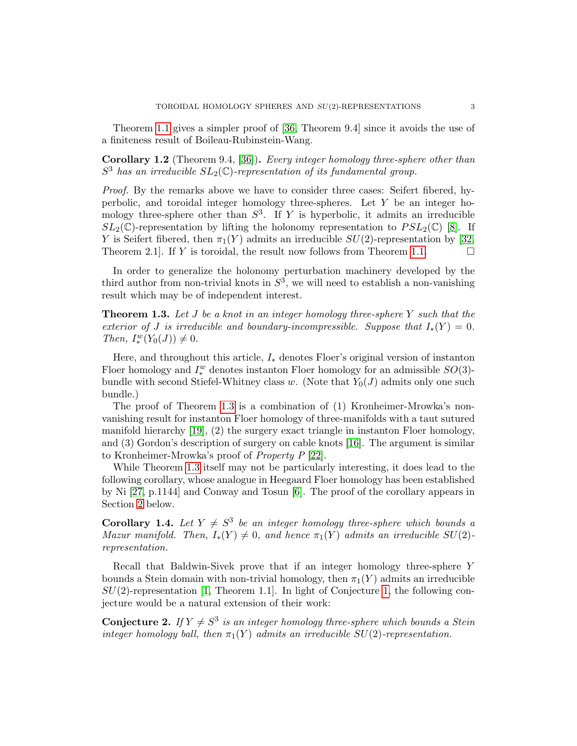Theorem 1.1 gives a simpler proof of [36, Theorem 9.4] since it avoids the use of a finiteness result of Boileau-Rubinstein-Wang.

**Corollary 1.2** (Theorem 9.4, [36])**.** *Every integer homology three-sphere other than $S^3$ has an irreducible $SL_2(\mathbb{C})$-representation of its fundamental group.*

*Proof.* By the remarks above we have to consider three cases: Seifert fibered, hyperbolic, and toroidal integer homology three-spheres. Let $Y$ be an integer homology three-sphere other than $S^3$. If $Y$ is hyperbolic, it admits an irreducible $SL_2(\mathbb{C})$-representation by lifting the holonomy representation to $PSL_2(\mathbb{C})$ [8]. If $Y$ is Seifert fibered, then $\pi_1(Y)$ admits an irreducible $SU(2)$-representation by [32, Theorem 2.1]. If $Y$ is toroidal, the result now follows from Theorem 1.1. □

In order to generalize the holonomy perturbation machinery developed by the third author from non-trivial knots in $S^3$, we will need to establish a non-vanishing result which may be of independent interest.

**Theorem 1.3.** *Let $J$ be a knot in an integer homology three-sphere $Y$ such that the exterior of $J$ is irreducible and boundary-incompressible. Suppose that $I_*(Y) = 0$. Then, $I^w_*(Y_0(J)) \neq 0$.*

Here, and throughout this article, $I_*$ denotes Floer's original version of instanton Floer homology and $I^w_*$ denotes instanton Floer homology for an admissible $SO(3)$-bundle with second Stiefel-Whitney class $w$. (Note that $Y_0(J)$ admits only one such bundle.)

The proof of Theorem 1.3 is a combination of (1) Kronheimer-Mrowka's non-vanishing result for instanton Floer homology of three-manifolds with a taut sutured manifold hierarchy [19], (2) the surgery exact triangle in instanton Floer homology, and (3) Gordon's description of surgery on cable knots [16]. The argument is similar to Kronheimer-Mrowka's proof of *Property P* [22].

While Theorem 1.3 itself may not be particularly interesting, it does lead to the following corollary, whose analogue in Heegaard Floer homology has been established by Ni [27, p.1144] and Conway and Tosun [6]. The proof of the corollary appears in Section 2 below.

**Corollary 1.4.** *Let $Y \neq S^3$ be an integer homology three-sphere which bounds a Mazur manifold. Then, $I_*(Y) \neq 0$, and hence $\pi_1(Y)$ admits an irreducible $SU(2)$-representation.*

Recall that Baldwin-Sivek prove that if an integer homology three-sphere $Y$ bounds a Stein domain with non-trivial homology, then $\pi_1(Y)$ admits an irreducible $SU(2)$-representation [1, Theorem 1.1]. In light of Conjecture 1, the following conjecture would be a natural extension of their work:

**Conjecture 2.** *If $Y \neq S^3$ is an integer homology three-sphere which bounds a Stein integer homology ball, then $\pi_1(Y)$ admits an irreducible $SU(2)$-representation.*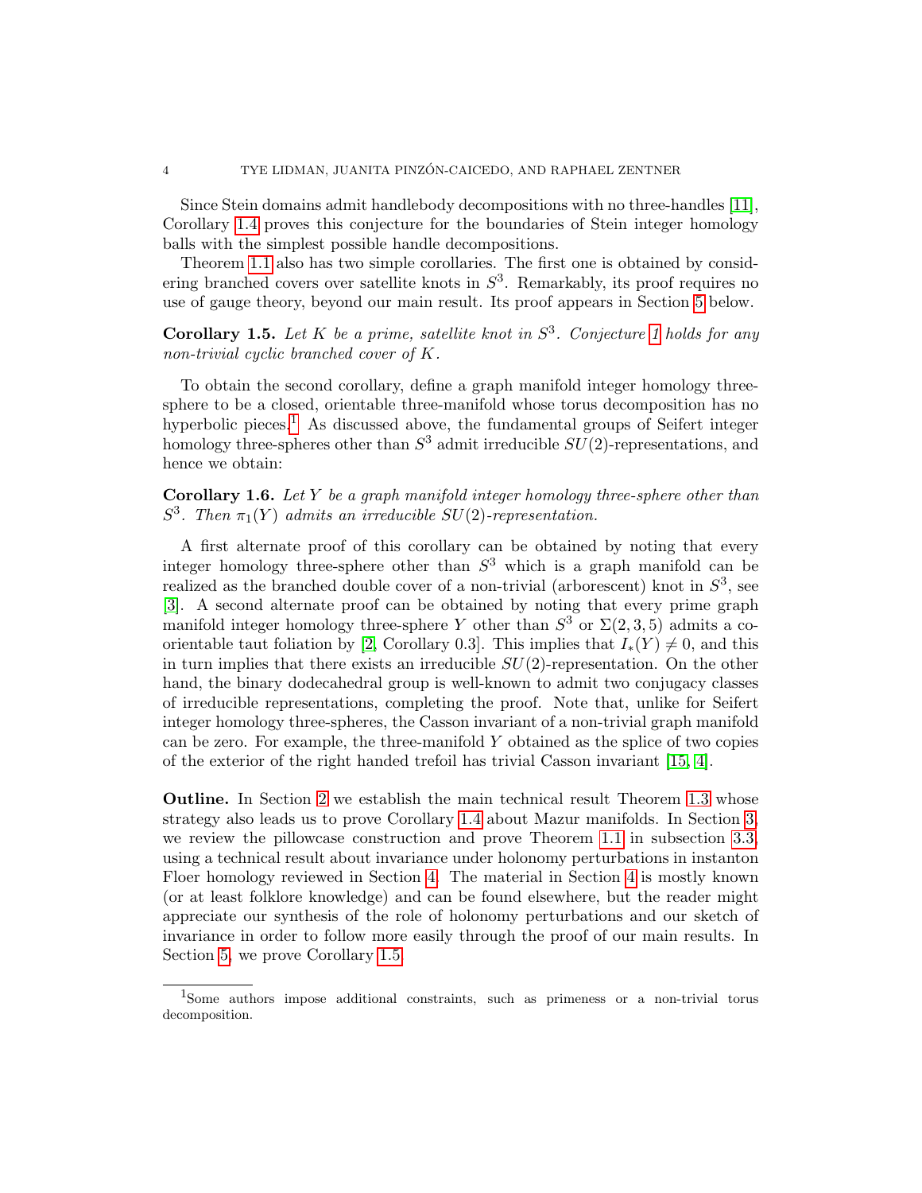Since Stein domains admit handlebody decompositions with no three-handles [11], Corollary 1.4 proves this conjecture for the boundaries of Stein integer homology balls with the simplest possible handle decompositions.

Theorem 1.1 also has two simple corollaries. The first one is obtained by considering branched covers over satellite knots in $S^3$. Remarkably, its proof requires no use of gauge theory, beyond our main result. Its proof appears in Section 5 below.

**Corollary 1.5.** *Let $K$ be a prime, satellite knot in $S^3$. Conjecture 1 holds for any non-trivial cyclic branched cover of $K$.*

To obtain the second corollary, define a graph manifold integer homology three-sphere to be a closed, orientable three-manifold whose torus decomposition has no hyperbolic pieces.[1] As discussed above, the fundamental groups of Seifert integer homology three-spheres other than $S^3$ admit irreducible $SU(2)$-representations, and hence we obtain:

**Corollary 1.6.** *Let $Y$ be a graph manifold integer homology three-sphere other than $S^3$. Then $\pi_1(Y)$ admits an irreducible $SU(2)$-representation.*

A first alternate proof of this corollary can be obtained by noting that every integer homology three-sphere other than $S^3$ which is a graph manifold can be realized as the branched double cover of a non-trivial (arborescent) knot in $S^3$, see [3]. A second alternate proof can be obtained by noting that every prime graph manifold integer homology three-sphere $Y$ other than $S^3$ or $\Sigma(2,3,5)$ admits a co-orientable taut foliation by [2, Corollary 0.3]. This implies that $I_*(Y) \neq 0$, and this in turn implies that there exists an irreducible $SU(2)$-representation. On the other hand, the binary dodecahedral group is well-known to admit two conjugacy classes of irreducible representations, completing the proof. Note that, unlike for Seifert integer homology three-spheres, the Casson invariant of a non-trivial graph manifold can be zero. For example, the three-manifold $Y$ obtained as the splice of two copies of the exterior of the right handed trefoil has trivial Casson invariant [15, 4].

**Outline.** In Section 2 we establish the main technical result Theorem 1.3 whose strategy also leads us to prove Corollary 1.4 about Mazur manifolds. In Section 3, we review the pillowcase construction and prove Theorem 1.1 in subsection 3.3, using a technical result about invariance under holonomy perturbations in instanton Floer homology reviewed in Section 4. The material in Section 4 is mostly known (or at least folklore knowledge) and can be found elsewhere, but the reader might appreciate our synthesis of the role of holonomy perturbations and our sketch of invariance in order to follow more easily through the proof of our main results. In Section 5, we prove Corollary 1.5.

---

[1] Some authors impose additional constraints, such as primeness or a non-trivial torus decomposition.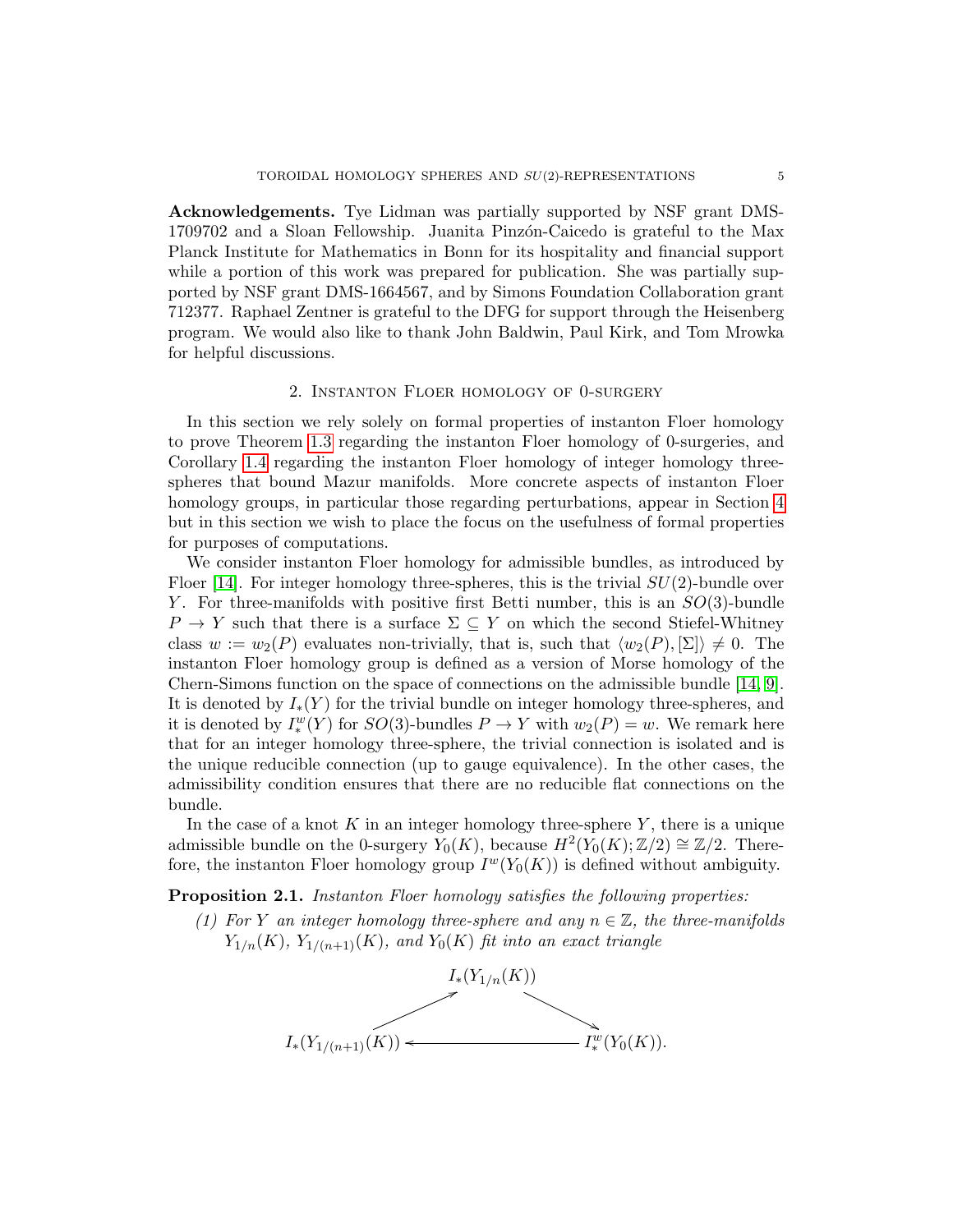**Acknowledgements.** Tye Lidman was partially supported by NSF grant DMS-1709702 and a Sloan Fellowship. Juanita Pinzón-Caicedo is grateful to the Max Planck Institute for Mathematics in Bonn for its hospitality and financial support while a portion of this work was prepared for publication. She was partially supported by NSF grant DMS-1664567, and by Simons Foundation Collaboration grant 712377. Raphael Zentner is grateful to the DFG for support through the Heisenberg program. We would also like to thank John Baldwin, Paul Kirk, and Tom Mrowka for helpful discussions.

## 2. Instanton Floer homology of 0-surgery

In this section we rely solely on formal properties of instanton Floer homology to prove Theorem 1.3 regarding the instanton Floer homology of 0-surgeries, and Corollary 1.4 regarding the instanton Floer homology of integer homology three-spheres that bound Mazur manifolds. More concrete aspects of instanton Floer homology groups, in particular those regarding perturbations, appear in Section 4 but in this section we wish to place the focus on the usefulness of formal properties for purposes of computations.

We consider instanton Floer homology for admissible bundles, as introduced by Floer [14]. For integer homology three-spheres, this is the trivial $SU(2)$-bundle over $Y$. For three-manifolds with positive first Betti number, this is an $SO(3)$-bundle $P \to Y$ such that there is a surface $\Sigma \subseteq Y$ on which the second Stiefel-Whitney class $w := w_2(P)$ evaluates non-trivially, that is, such that $\langle w_2(P), [\Sigma] \rangle \neq 0$. The instanton Floer homology group is defined as a version of Morse homology of the Chern-Simons function on the space of connections on the admissible bundle [14, 9]. It is denoted by $I_*(Y)$ for the trivial bundle on integer homology three-spheres, and it is denoted by $I_*^w(Y)$ for $SO(3)$-bundles $P \to Y$ with $w_2(P) = w$. We remark here that for an integer homology three-sphere, the trivial connection is isolated and is the unique reducible connection (up to gauge equivalence). In the other cases, the admissibility condition ensures that there are no reducible flat connections on the bundle.

In the case of a knot $K$ in an integer homology three-sphere $Y$, there is a unique admissible bundle on the 0-surgery $Y_0(K)$, because $H^2(Y_0(K); \mathbb{Z}/2) \cong \mathbb{Z}/2$. Therefore, the instanton Floer homology group $I^w(Y_0(K))$ is defined without ambiguity.

**Proposition 2.1.** *Instanton Floer homology satisfies the following properties:*

(1) *For $Y$ an integer homology three-sphere and any $n \in \mathbb{Z}$, the three-manifolds $Y_{1/n}(K)$, $Y_{1/(n+1)}(K)$, and $Y_0(K)$ fit into an exact triangle*

$$\begin{array}{ccc} & I_*(Y_{1/n}(K)) & \\ \nearrow & & \searrow \\ I_*(Y_{1/(n+1)}(K)) & \longleftarrow & I_*^w(Y_0(K)). \end{array}$$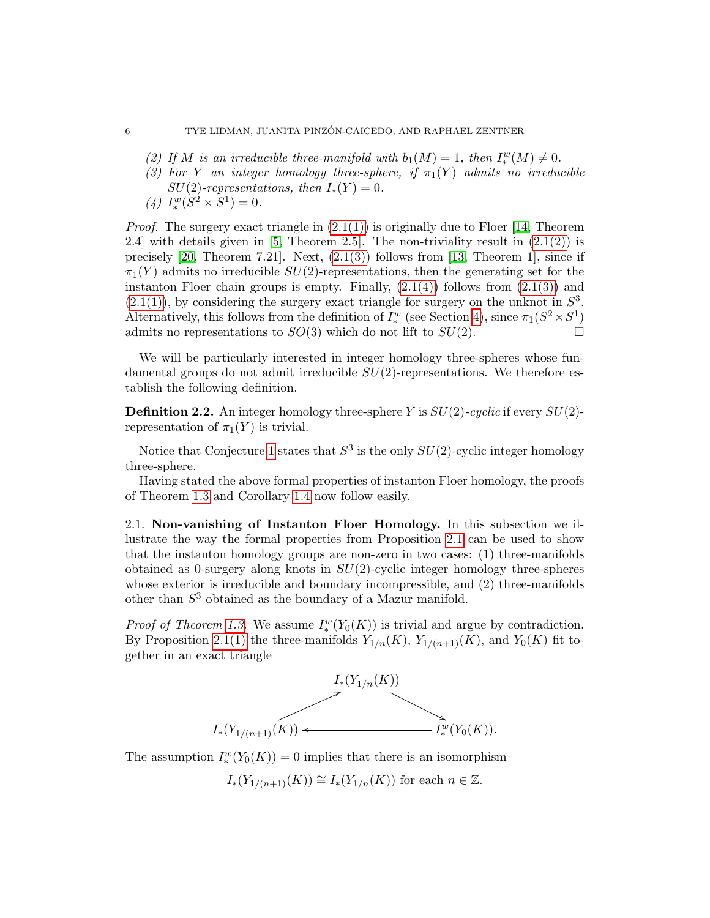(2) *If $M$ is an irreducible three-manifold with $b_1(M) = 1$, then $I^w_*(M) \neq 0$.*
(3) *For $Y$ an integer homology three-sphere, if $\pi_1(Y)$ admits no irreducible $SU(2)$-representations, then $I_*(Y) = 0$.*
(4) *$I^w_*(S^2 \times S^1) = 0$.*

*Proof.* The surgery exact triangle in (2.1(1)) is originally due to Floer [14, Theorem 2.4] with details given in [5, Theorem 2.5]. The non-triviality result in (2.1(2)) is precisely [20, Theorem 7.21]. Next, (2.1(3)) follows from [13, Theorem 1], since if $\pi_1(Y)$ admits no irreducible $SU(2)$-representations, then the generating set for the instanton Floer chain groups is empty. Finally, (2.1(4)) follows from (2.1(3)) and (2.1(1)), by considering the surgery exact triangle for surgery on the unknot in $S^3$. Alternatively, this follows from the definition of $I^w_*$ (see Section 4), since $\pi_1(S^2 \times S^1)$ admits no representations to $SO(3)$ which do not lift to $SU(2)$. ☐

We will be particularly interested in integer homology three-spheres whose fundamental groups do not admit irreducible $SU(2)$-representations. We therefore establish the following definition.

**Definition 2.2.** An integer homology three-sphere $Y$ is *$SU(2)$-cyclic* if every $SU(2)$-representation of $\pi_1(Y)$ is trivial.

Notice that Conjecture 1 states that $S^3$ is the only $SU(2)$-cyclic integer homology three-sphere.

Having stated the above formal properties of instanton Floer homology, the proofs of Theorem 1.3 and Corollary 1.4 now follow easily.

2.1. **Non-vanishing of Instanton Floer Homology.** In this subsection we illustrate the way the formal properties from Proposition 2.1 can be used to show that the instanton homology groups are non-zero in two cases: (1) three-manifolds obtained as 0-surgery along knots in $SU(2)$-cyclic integer homology three-spheres whose exterior is irreducible and boundary incompressible, and (2) three-manifolds other than $S^3$ obtained as the boundary of a Mazur manifold.

*Proof of Theorem 1.3.* We assume $I^w_*(Y_0(K))$ is trivial and argue by contradiction. By Proposition 2.1(1) the three-manifolds $Y_{1/n}(K)$, $Y_{1/(n+1)}(K)$, and $Y_0(K)$ fit together in an exact triangle

$$\begin{array}{ccc} & I_*(Y_{1/n}(K)) & \\ \nearrow & & \searrow \\ I_*(Y_{1/(n+1)}(K)) & \longleftarrow & I^w_*(Y_0(K)). \end{array}$$

The assumption $I^w_*(Y_0(K)) = 0$ implies that there is an isomorphism

$$I_*(Y_{1/(n+1)}(K)) \cong I_*(Y_{1/n}(K)) \text{ for each } n \in \mathbb{Z}.$$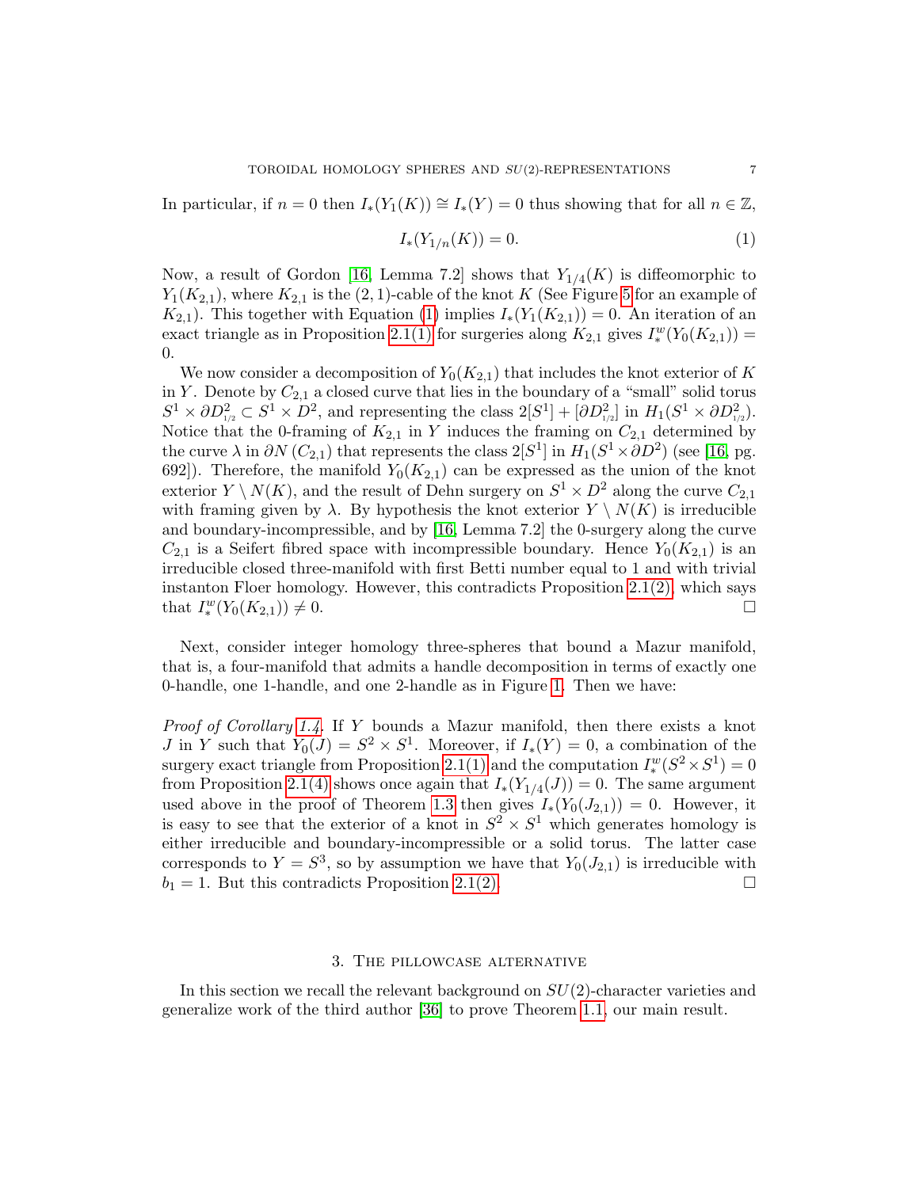In particular, if $n = 0$ then $I_*(Y_1(K)) \cong I_*(Y) = 0$ thus showing that for all $n \in \mathbb{Z}$,

$$I_*(Y_{1/n}(K)) = 0. \tag{1}$$

Now, a result of Gordon [16, Lemma 7.2] shows that $Y_{1/4}(K)$ is diffeomorphic to $Y_1(K_{2,1})$, where $K_{2,1}$ is the $(2,1)$-cable of the knot $K$ (See Figure 5 for an example of $K_{2,1}$). This together with Equation (1) implies $I_*(Y_1(K_{2,1})) = 0$. An iteration of an exact triangle as in Proposition 2.1(1) for surgeries along $K_{2,1}$ gives $I_*^w(Y_0(K_{2,1})) = 0$.

We now consider a decomposition of $Y_0(K_{2,1})$ that includes the knot exterior of $K$ in $Y$. Denote by $C_{2,1}$ a closed curve that lies in the boundary of a "small" solid torus $S^1 \times \partial D^2_{1/2} \subset S^1 \times D^2$, and representing the class $2[S^1] + [\partial D^2_{1/2}]$ in $H_1(S^1 \times \partial D^2_{1/2})$. Notice that the 0-framing of $K_{2,1}$ in $Y$ induces the framing on $C_{2,1}$ determined by the curve $\lambda$ in $\partial N(C_{2,1})$ that represents the class $2[S^1]$ in $H_1(S^1 \times \partial D^2)$ (see [16, pg. 692]). Therefore, the manifold $Y_0(K_{2,1})$ can be expressed as the union of the knot exterior $Y \setminus N(K)$, and the result of Dehn surgery on $S^1 \times D^2$ along the curve $C_{2,1}$ with framing given by $\lambda$. By hypothesis the knot exterior $Y \setminus N(K)$ is irreducible and boundary-incompressible, and by [16, Lemma 7.2] the 0-surgery along the curve $C_{2,1}$ is a Seifert fibred space with incompressible boundary. Hence $Y_0(K_{2,1})$ is an irreducible closed three-manifold with first Betti number equal to 1 and with trivial instanton Floer homology. However, this contradicts Proposition 2.1(2), which says that $I_*^w(Y_0(K_{2,1})) \neq 0$. □

Next, consider integer homology three-spheres that bound a Mazur manifold, that is, a four-manifold that admits a handle decomposition in terms of exactly one 0-handle, one 1-handle, and one 2-handle as in Figure 1. Then we have:

*Proof of Corollary 1.4.* If $Y$ bounds a Mazur manifold, then there exists a knot $J$ in $Y$ such that $Y_0(J) = S^2 \times S^1$. Moreover, if $I_*(Y) = 0$, a combination of the surgery exact triangle from Proposition 2.1(1) and the computation $I_*^w(S^2 \times S^1) = 0$ from Proposition 2.1(4) shows once again that $I_*(Y_{1/4}(J)) = 0$. The same argument used above in the proof of Theorem 1.3 then gives $I_*(Y_0(J_{2,1})) = 0$. However, it is easy to see that the exterior of a knot in $S^2 \times S^1$ which generates homology is either irreducible and boundary-incompressible or a solid torus. The latter case corresponds to $Y = S^3$, so by assumption we have that $Y_0(J_{2,1})$ is irreducible with $b_1 = 1$. But this contradicts Proposition 2.1(2). □

## 3. The pillowcase alternative

In this section we recall the relevant background on $SU(2)$-character varieties and generalize work of the third author [36] to prove Theorem 1.1, our main result.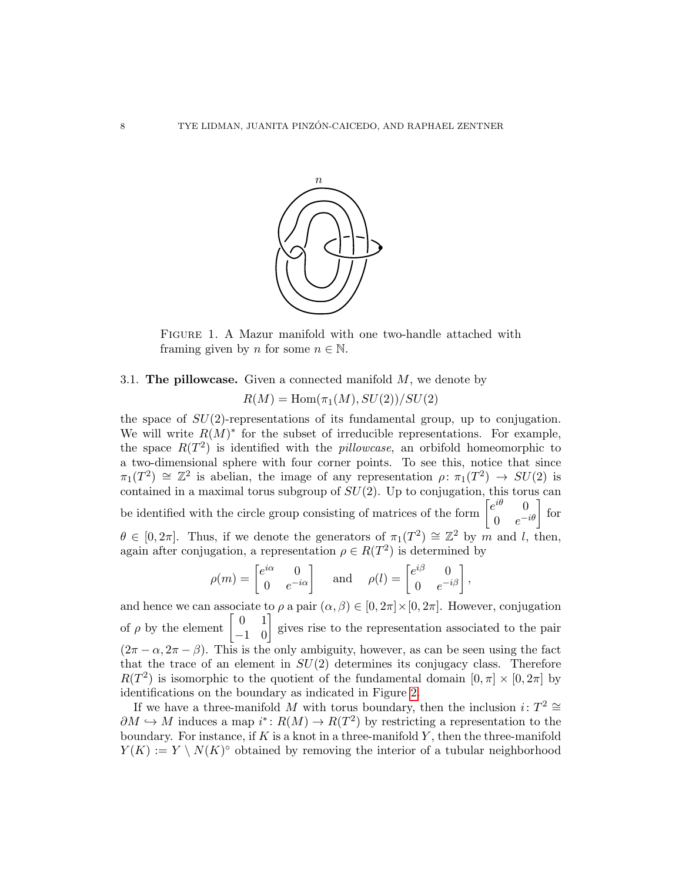Figure 1. A Mazur manifold with one two-handle attached with framing given by $n$ for some $n \in \mathbb{N}$.

### 3.1. The pillowcase.

Given a connected manifold $M$, we denote by

$$R(M) = \mathrm{Hom}(\pi_1(M), SU(2))/SU(2)$$

the space of $SU(2)$-representations of its fundamental group, up to conjugation. We will write $R(M)^*$ for the subset of irreducible representations. For example, the space $R(T^2)$ is identified with the *pillowcase*, an orbifold homeomorphic to a two-dimensional sphere with four corner points. To see this, notice that since $\pi_1(T^2) \cong \mathbb{Z}^2$ is abelian, the image of any representation $\rho\colon \pi_1(T^2) \to SU(2)$ is contained in a maximal torus subgroup of $SU(2)$. Up to conjugation, this torus can be identified with the circle group consisting of matrices of the form $\begin{bmatrix} e^{i\theta} & 0 \\ 0 & e^{-i\theta} \end{bmatrix}$ for $\theta \in [0, 2\pi]$. Thus, if we denote the generators of $\pi_1(T^2) \cong \mathbb{Z}^2$ by $m$ and $l$, then, again after conjugation, a representation $\rho \in R(T^2)$ is determined by

$$\rho(m) = \begin{bmatrix} e^{i\alpha} & 0 \\ 0 & e^{-i\alpha} \end{bmatrix} \quad \text{and} \quad \rho(l) = \begin{bmatrix} e^{i\beta} & 0 \\ 0 & e^{-i\beta} \end{bmatrix},$$

and hence we can associate to $\rho$ a pair $(\alpha, \beta) \in [0, 2\pi] \times [0, 2\pi]$. However, conjugation of $\rho$ by the element $\begin{bmatrix} 0 & 1 \\ -1 & 0 \end{bmatrix}$ gives rise to the representation associated to the pair $(2\pi - \alpha, 2\pi - \beta)$. This is the only ambiguity, however, as can be seen using the fact that the trace of an element in $SU(2)$ determines its conjugacy class. Therefore $R(T^2)$ is isomorphic to the quotient of the fundamental domain $[0, \pi] \times [0, 2\pi]$ by identifications on the boundary as indicated in Figure 2.

If we have a three-manifold $M$ with torus boundary, then the inclusion $i\colon T^2 \cong \partial M \hookrightarrow M$ induces a map $i^*\colon R(M) \to R(T^2)$ by restricting a representation to the boundary. For instance, if $K$ is a knot in a three-manifold $Y$, then the three-manifold $Y(K) := Y \setminus N(K)^\circ$ obtained by removing the interior of a tubular neighborhood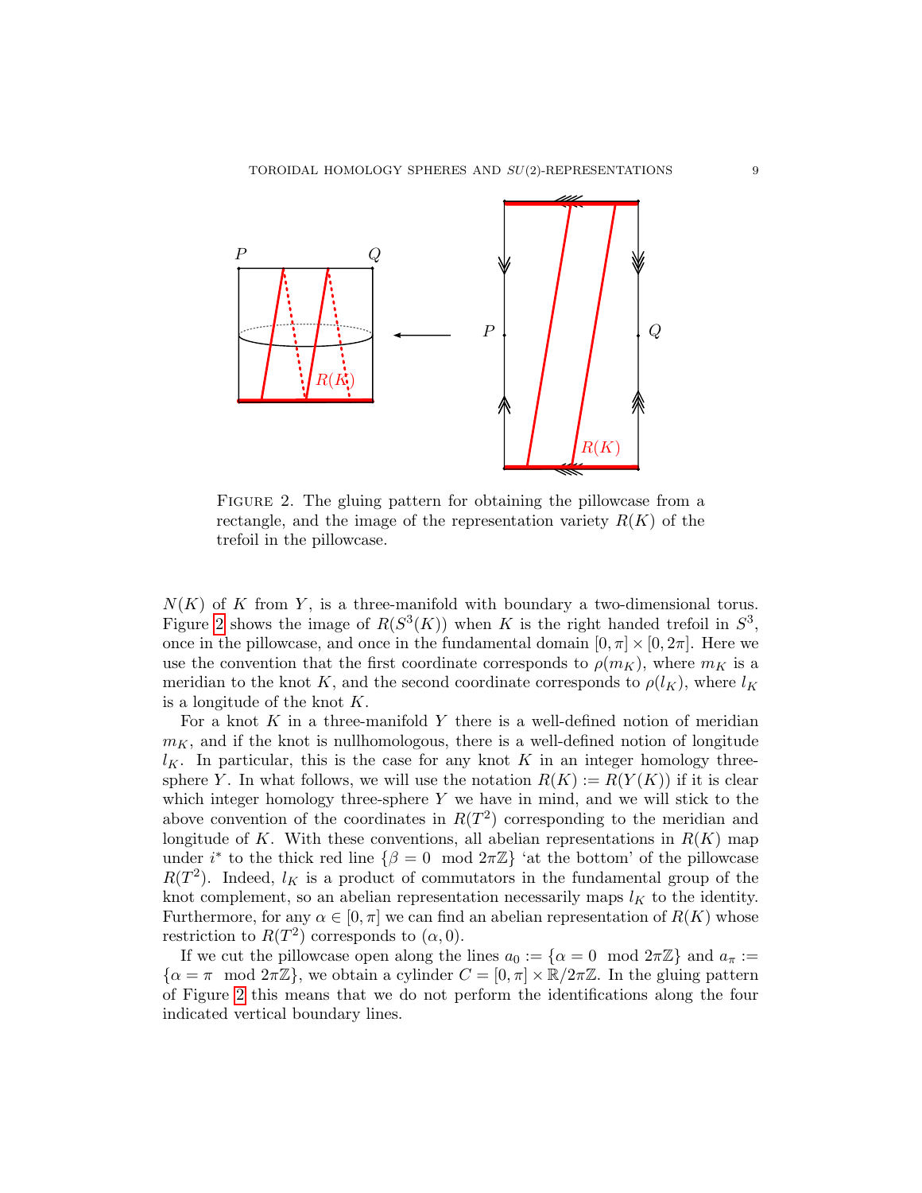FIGURE 2. The gluing pattern for obtaining the pillowcase from a rectangle, and the image of the representation variety $R(K)$ of the trefoil in the pillowcase.

$N(K)$ of $K$ from $Y$, is a three-manifold with boundary a two-dimensional torus. Figure 2 shows the image of $R(S^3(K))$ when $K$ is the right handed trefoil in $S^3$, once in the pillowcase, and once in the fundamental domain $[0,\pi]\times[0,2\pi]$. Here we use the convention that the first coordinate corresponds to $\rho(m_K)$, where $m_K$ is a meridian to the knot $K$, and the second coordinate corresponds to $\rho(l_K)$, where $l_K$ is a longitude of the knot $K$.

For a knot $K$ in a three-manifold $Y$ there is a well-defined notion of meridian $m_K$, and if the knot is nullhomologous, there is a well-defined notion of longitude $l_K$. In particular, this is the case for any knot $K$ in an integer homology three-sphere $Y$. In what follows, we will use the notation $R(K) := R(Y(K))$ if it is clear which integer homology three-sphere $Y$ we have in mind, and we will stick to the above convention of the coordinates in $R(T^2)$ corresponding to the meridian and longitude of $K$. With these conventions, all abelian representations in $R(K)$ map under $i^*$ to the thick red line $\{\beta = 0 \mod 2\pi\mathbb{Z}\}$ 'at the bottom' of the pillowcase $R(T^2)$. Indeed, $l_K$ is a product of commutators in the fundamental group of the knot complement, so an abelian representation necessarily maps $l_K$ to the identity. Furthermore, for any $\alpha \in [0,\pi]$ we can find an abelian representation of $R(K)$ whose restriction to $R(T^2)$ corresponds to $(\alpha, 0)$.

If we cut the pillowcase open along the lines $a_0 := \{\alpha = 0 \mod 2\pi\mathbb{Z}\}$ and $a_\pi := \{\alpha = \pi \mod 2\pi\mathbb{Z}\}$, we obtain a cylinder $C = [0,\pi]\times\mathbb{R}/2\pi\mathbb{Z}$. In the gluing pattern of Figure 2 this means that we do not perform the identifications along the four indicated vertical boundary lines.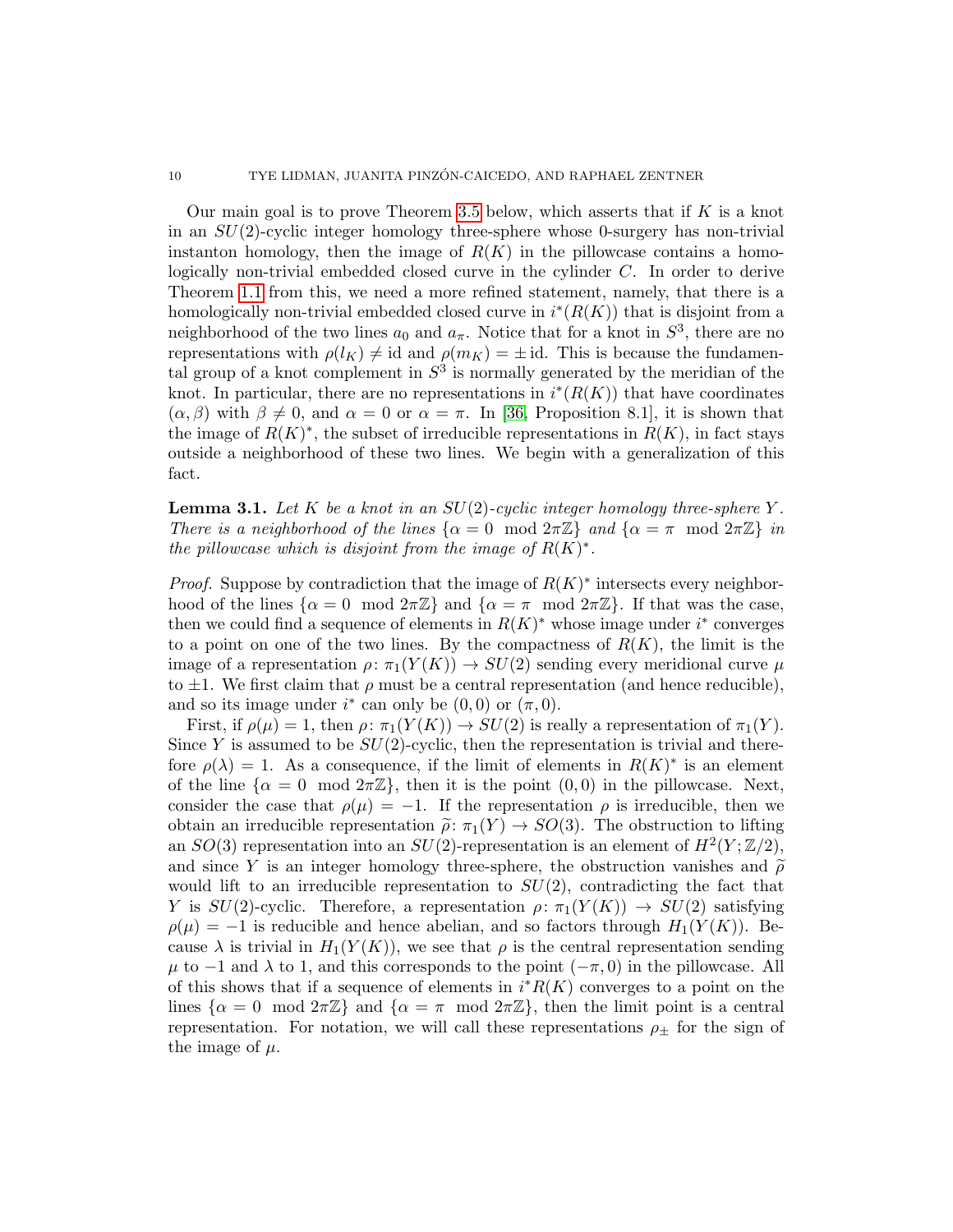Our main goal is to prove Theorem 3.5 below, which asserts that if $K$ is a knot in an $SU(2)$-cyclic integer homology three-sphere whose 0-surgery has non-trivial instanton homology, then the image of $R(K)$ in the pillowcase contains a homologically non-trivial embedded closed curve in the cylinder $C$. In order to derive Theorem 1.1 from this, we need a more refined statement, namely, that there is a homologically non-trivial embedded closed curve in $i^*(R(K))$ that is disjoint from a neighborhood of the two lines $a_0$ and $a_\pi$. Notice that for a knot in $S^3$, there are no representations with $\rho(l_K) \neq \text{id}$ and $\rho(m_K) = \pm\,\text{id}$. This is because the fundamental group of a knot complement in $S^3$ is normally generated by the meridian of the knot. In particular, there are no representations in $i^*(R(K))$ that have coordinates $(\alpha, \beta)$ with $\beta \neq 0$, and $\alpha = 0$ or $\alpha = \pi$. In [36, Proposition 8.1], it is shown that the image of $R(K)^*$, the subset of irreducible representations in $R(K)$, in fact stays outside a neighborhood of these two lines. We begin with a generalization of this fact.

**Lemma 3.1.** *Let $K$ be a knot in an $SU(2)$-cyclic integer homology three-sphere $Y$. There is a neighborhood of the lines $\{\alpha = 0 \mod 2\pi\mathbb{Z}\}$ and $\{\alpha = \pi \mod 2\pi\mathbb{Z}\}$ in the pillowcase which is disjoint from the image of $R(K)^*$.*

*Proof.* Suppose by contradiction that the image of $R(K)^*$ intersects every neighborhood of the lines $\{\alpha = 0 \mod 2\pi\mathbb{Z}\}$ and $\{\alpha = \pi \mod 2\pi\mathbb{Z}\}$. If that was the case, then we could find a sequence of elements in $R(K)^*$ whose image under $i^*$ converges to a point on one of the two lines. By the compactness of $R(K)$, the limit is the image of a representation $\rho\colon \pi_1(Y(K)) \to SU(2)$ sending every meridional curve $\mu$ to $\pm 1$. We first claim that $\rho$ must be a central representation (and hence reducible), and so its image under $i^*$ can only be $(0,0)$ or $(\pi, 0)$.

First, if $\rho(\mu) = 1$, then $\rho\colon \pi_1(Y(K)) \to SU(2)$ is really a representation of $\pi_1(Y)$. Since $Y$ is assumed to be $SU(2)$-cyclic, then the representation is trivial and therefore $\rho(\lambda) = 1$. As a consequence, if the limit of elements in $R(K)^*$ is an element of the line $\{\alpha = 0 \mod 2\pi\mathbb{Z}\}$, then it is the point $(0,0)$ in the pillowcase. Next, consider the case that $\rho(\mu) = -1$. If the representation $\rho$ is irreducible, then we obtain an irreducible representation $\widetilde{\rho}\colon \pi_1(Y) \to SO(3)$. The obstruction to lifting an $SO(3)$ representation into an $SU(2)$-representation is an element of $H^2(Y;\mathbb{Z}/2)$, and since $Y$ is an integer homology three-sphere, the obstruction vanishes and $\widetilde{\rho}$ would lift to an irreducible representation to $SU(2)$, contradicting the fact that $Y$ is $SU(2)$-cyclic. Therefore, a representation $\rho\colon \pi_1(Y(K)) \to SU(2)$ satisfying $\rho(\mu) = -1$ is reducible and hence abelian, and so factors through $H_1(Y(K))$. Because $\lambda$ is trivial in $H_1(Y(K))$, we see that $\rho$ is the central representation sending $\mu$ to $-1$ and $\lambda$ to 1, and this corresponds to the point $(-\pi, 0)$ in the pillowcase. All of this shows that if a sequence of elements in $i^*R(K)$ converges to a point on the lines $\{\alpha = 0 \mod 2\pi\mathbb{Z}\}$ and $\{\alpha = \pi \mod 2\pi\mathbb{Z}\}$, then the limit point is a central representation. For notation, we will call these representations $\rho_\pm$ for the sign of the image of $\mu$.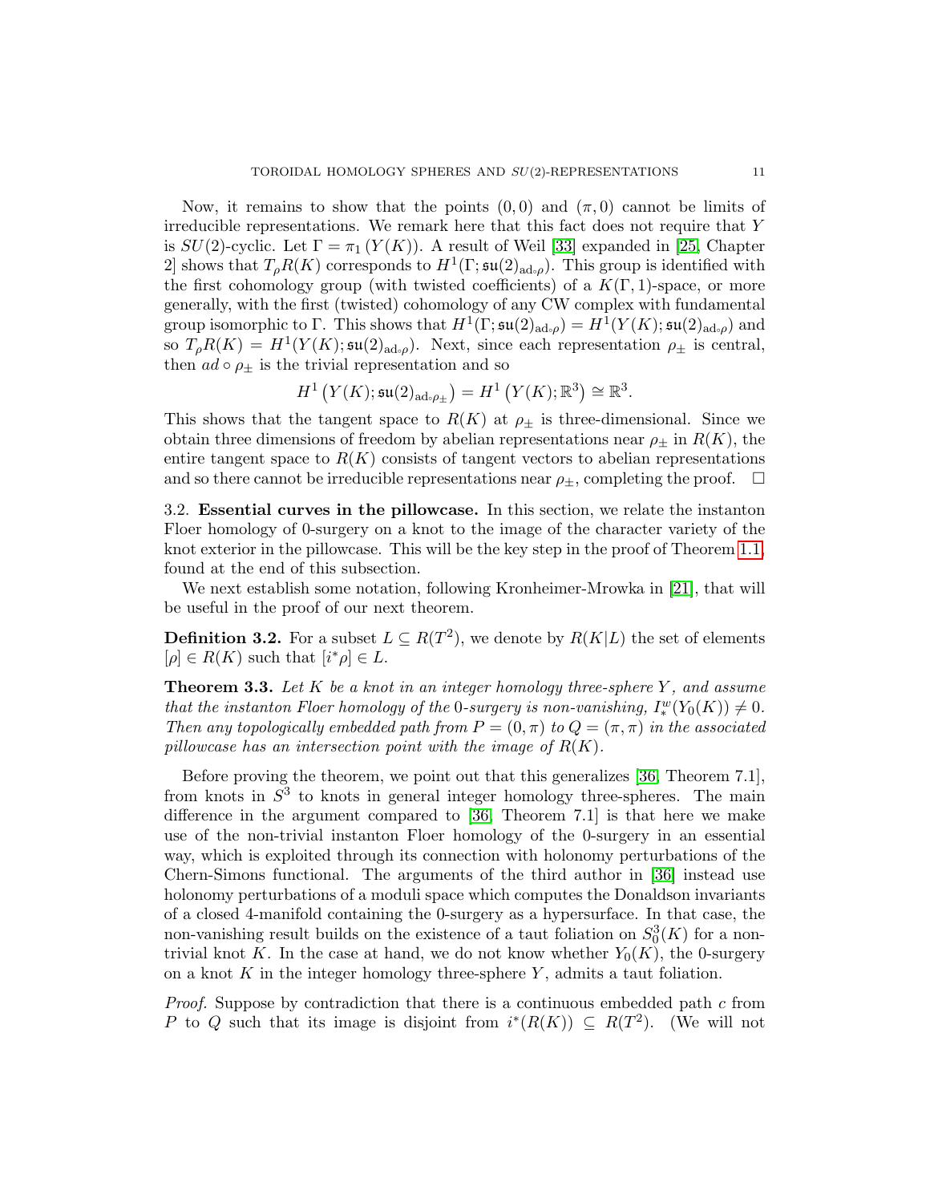Now, it remains to show that the points $(0, 0)$ and $(\pi, 0)$ cannot be limits of irreducible representations. We remark here that this fact does not require that $Y$ is $SU(2)$-cyclic. Let $\Gamma = \pi_1(Y(K))$. A result of Weil [33] expanded in [25, Chapter 2] shows that $T_\rho R(K)$ corresponds to $H^1(\Gamma; \mathfrak{su}(2)_{\mathrm{ad}\circ\rho})$. This group is identified with the first cohomology group (with twisted coefficients) of a $K(\Gamma, 1)$-space, or more generally, with the first (twisted) cohomology of any CW complex with fundamental group isomorphic to $\Gamma$. This shows that $H^1(\Gamma; \mathfrak{su}(2)_{\mathrm{ad}\circ\rho}) = H^1(Y(K); \mathfrak{su}(2)_{\mathrm{ad}\circ\rho})$ and so $T_\rho R(K) = H^1(Y(K); \mathfrak{su}(2)_{\mathrm{ad}\circ\rho})$. Next, since each representation $\rho_\pm$ is central, then $ad \circ \rho_\pm$ is the trivial representation and so

$$H^1\left(Y(K); \mathfrak{su}(2)_{\mathrm{ad}\circ\rho_\pm}\right) = H^1\left(Y(K); \mathbb{R}^3\right) \cong \mathbb{R}^3.$$

This shows that the tangent space to $R(K)$ at $\rho_\pm$ is three-dimensional. Since we obtain three dimensions of freedom by abelian representations near $\rho_\pm$ in $R(K)$, the entire tangent space to $R(K)$ consists of tangent vectors to abelian representations and so there cannot be irreducible representations near $\rho_\pm$, completing the proof. $\square$

## 3.2. Essential curves in the pillowcase.

In this section, we relate the instanton Floer homology of 0-surgery on a knot to the image of the character variety of the knot exterior in the pillowcase. This will be the key step in the proof of Theorem 1.1, found at the end of this subsection.

We next establish some notation, following Kronheimer-Mrowka in [21], that will be useful in the proof of our next theorem.

**Definition 3.2.** For a subset $L \subseteq R(T^2)$, we denote by $R(K|L)$ the set of elements $[\rho] \in R(K)$ such that $[i^*\rho] \in L$.

**Theorem 3.3.** *Let $K$ be a knot in an integer homology three-sphere $Y$, and assume that the instanton Floer homology of the 0-surgery is non-vanishing, $I^w_*(Y_0(K)) \neq 0$. Then any topologically embedded path from $P = (0, \pi)$ to $Q = (\pi, \pi)$ in the associated pillowcase has an intersection point with the image of $R(K)$.*

Before proving the theorem, we point out that this generalizes [36, Theorem 7.1], from knots in $S^3$ to knots in general integer homology three-spheres. The main difference in the argument compared to [36, Theorem 7.1] is that here we make use of the non-trivial instanton Floer homology of the 0-surgery in an essential way, which is exploited through its connection with holonomy perturbations of the Chern-Simons functional. The arguments of the third author in [36] instead use holonomy perturbations of a moduli space which computes the Donaldson invariants of a closed 4-manifold containing the 0-surgery as a hypersurface. In that case, the non-vanishing result builds on the existence of a taut foliation on $S^3_0(K)$ for a non-trivial knot $K$. In the case at hand, we do not know whether $Y_0(K)$, the 0-surgery on a knot $K$ in the integer homology three-sphere $Y$, admits a taut foliation.

*Proof.* Suppose by contradiction that there is a continuous embedded path $c$ from $P$ to $Q$ such that its image is disjoint from $i^*(R(K)) \subseteq R(T^2)$. (We will not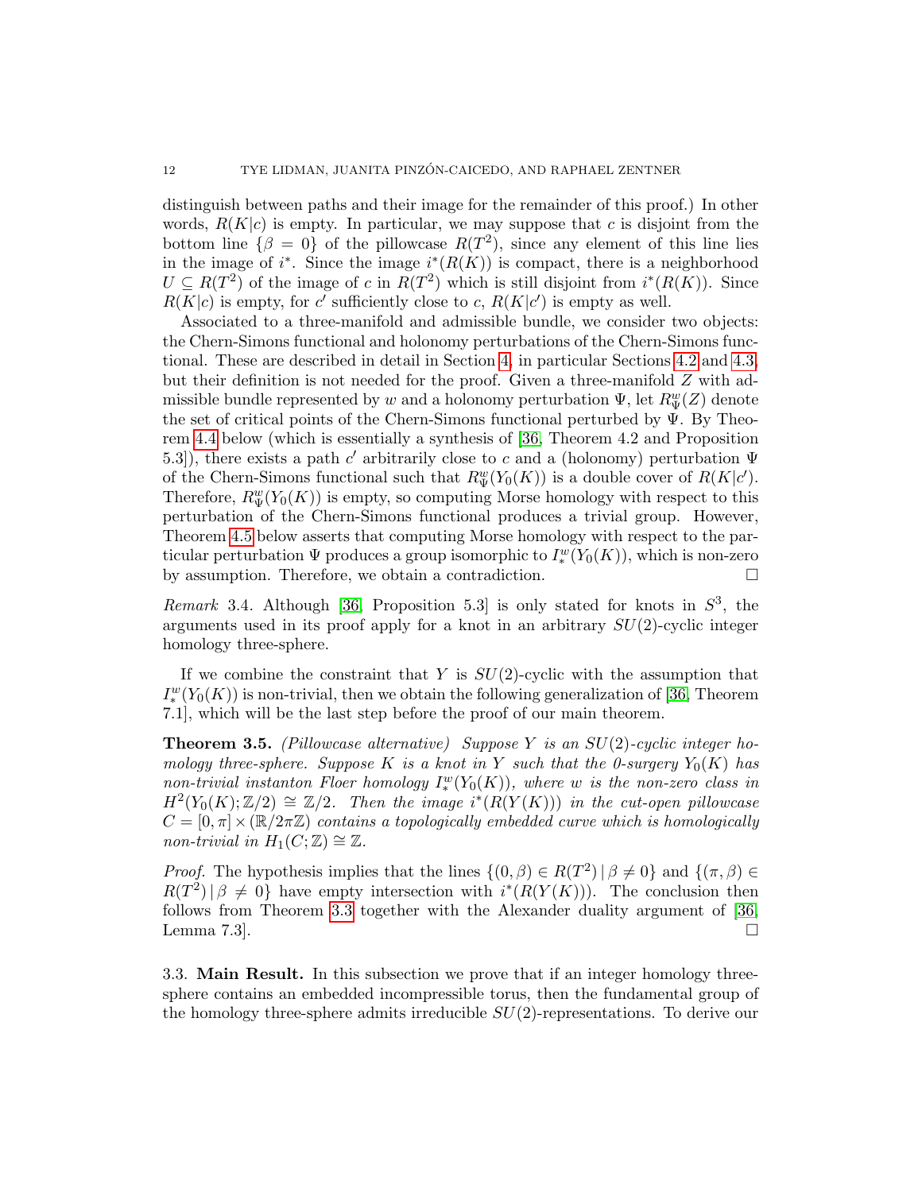distinguish between paths and their image for the remainder of this proof.) In other words, $R(K|c)$ is empty. In particular, we may suppose that $c$ is disjoint from the bottom line $\{\beta = 0\}$ of the pillowcase $R(T^2)$, since any element of this line lies in the image of $i^*$. Since the image $i^*(R(K))$ is compact, there is a neighborhood $U \subseteq R(T^2)$ of the image of $c$ in $R(T^2)$ which is still disjoint from $i^*(R(K))$. Since $R(K|c)$ is empty, for $c'$ sufficiently close to $c$, $R(K|c')$ is empty as well.

Associated to a three-manifold and admissible bundle, we consider two objects: the Chern-Simons functional and holonomy perturbations of the Chern-Simons functional. These are described in detail in Section 4, in particular Sections 4.2 and 4.3, but their definition is not needed for the proof. Given a three-manifold $Z$ with admissible bundle represented by $w$ and a holonomy perturbation $\Psi$, let $R^w_\Psi(Z)$ denote the set of critical points of the Chern-Simons functional perturbed by $\Psi$. By Theorem 4.4 below (which is essentially a synthesis of [36, Theorem 4.2 and Proposition 5.3]), there exists a path $c'$ arbitrarily close to $c$ and a (holonomy) perturbation $\Psi$ of the Chern-Simons functional such that $R^w_\Psi(Y_0(K))$ is a double cover of $R(K|c')$. Therefore, $R^w_\Psi(Y_0(K))$ is empty, so computing Morse homology with respect to this perturbation of the Chern-Simons functional produces a trivial group. However, Theorem 4.5 below asserts that computing Morse homology with respect to the particular perturbation $\Psi$ produces a group isomorphic to $I^w_*(Y_0(K))$, which is non-zero by assumption. Therefore, we obtain a contradiction. ☐

*Remark* 3.4. Although [36, Proposition 5.3] is only stated for knots in $S^3$, the arguments used in its proof apply for a knot in an arbitrary $SU(2)$-cyclic integer homology three-sphere.

If we combine the constraint that $Y$ is $SU(2)$-cyclic with the assumption that $I^w_*(Y_0(K))$ is non-trivial, then we obtain the following generalization of [36, Theorem 7.1], which will be the last step before the proof of our main theorem.

**Theorem 3.5.** *(Pillowcase alternative) Suppose $Y$ is an $SU(2)$-cyclic integer homology three-sphere. Suppose $K$ is a knot in $Y$ such that the 0-surgery $Y_0(K)$ has non-trivial instanton Floer homology $I^w_*(Y_0(K))$, where $w$ is the non-zero class in $H^2(Y_0(K);\mathbb{Z}/2) \cong \mathbb{Z}/2$. Then the image $i^*(R(Y(K)))$ in the cut-open pillowcase $C = [0,\pi] \times (\mathbb{R}/2\pi\mathbb{Z})$ contains a topologically embedded curve which is homologically non-trivial in $H_1(C;\mathbb{Z}) \cong \mathbb{Z}$.*

*Proof.* The hypothesis implies that the lines $\{(0,\beta) \in R(T^2) \,|\, \beta \neq 0\}$ and $\{(\pi,\beta) \in R(T^2) \,|\, \beta \neq 0\}$ have empty intersection with $i^*(R(Y(K)))$. The conclusion then follows from Theorem 3.3 together with the Alexander duality argument of [36, Lemma 7.3]. ☐

3.3. **Main Result.** In this subsection we prove that if an integer homology three-sphere contains an embedded incompressible torus, then the fundamental group of the homology three-sphere admits irreducible $SU(2)$-representations. To derive our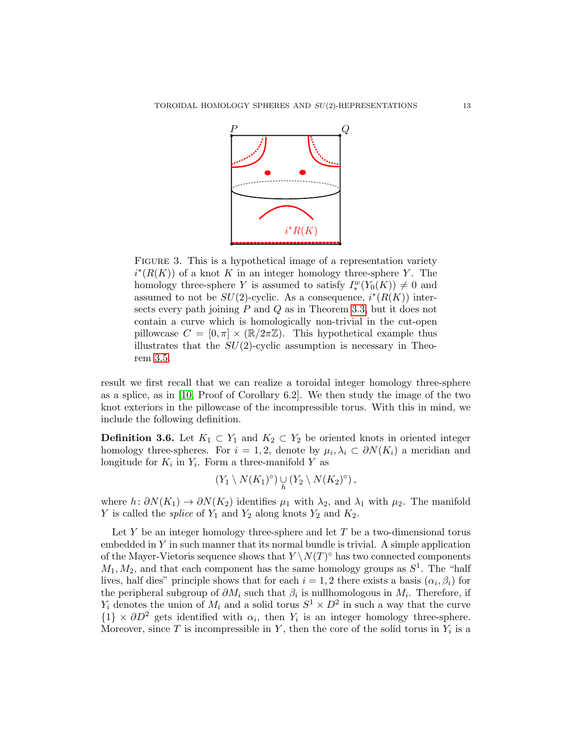P Q

$i^*R(K)$

Figure 3. This is a hypothetical image of a representation variety $i^*(R(K))$ of a knot $K$ in an integer homology three-sphere $Y$. The homology three-sphere $Y$ is assumed to satisfy $I^w_*(Y_0(K)) \neq 0$ and assumed to not be $SU(2)$-cyclic. As a consequence, $i^*(R(K))$ intersects every path joining $P$ and $Q$ as in Theorem 3.3, but it does not contain a curve which is homologically non-trivial in the cut-open pillowcase $C = [0, \pi] \times (\mathbb{R}/2\pi\mathbb{Z})$. This hypothetical example thus illustrates that the $SU(2)$-cyclic assumption is necessary in Theorem 3.5.

result we first recall that we can realize a toroidal integer homology three-sphere as a splice, as in [10, Proof of Corollary 6.2]. We then study the image of the two knot exteriors in the pillowcase of the incompressible torus. With this in mind, we include the following definition.

**Definition 3.6.** Let $K_1 \subset Y_1$ and $K_2 \subset Y_2$ be oriented knots in oriented integer homology three-spheres. For $i = 1, 2$, denote by $\mu_i, \lambda_i \subset \partial N(K_i)$ a meridian and longitude for $K_i$ in $Y_i$. Form a three-manifold $Y$ as

$$(Y_1 \setminus N(K_1)^\circ) \cup_h (Y_2 \setminus N(K_2)^\circ),$$

where $h \colon \partial N(K_1) \to \partial N(K_2)$ identifies $\mu_1$ with $\lambda_2$, and $\lambda_1$ with $\mu_2$. The manifold $Y$ is called the *splice* of $Y_1$ and $Y_2$ along knots $Y_2$ and $K_2$.

Let $Y$ be an integer homology three-sphere and let $T$ be a two-dimensional torus embedded in $Y$ in such manner that its normal bundle is trivial. A simple application of the Mayer-Vietoris sequence shows that $Y \setminus N(T)^\circ$ has two connected components $M_1, M_2$, and that each component has the same homology groups as $S^1$. The "half lives, half dies" principle shows that for each $i = 1, 2$ there exists a basis $(\alpha_i, \beta_i)$ for the peripheral subgroup of $\partial M_i$ such that $\beta_i$ is nullhomologous in $M_i$. Therefore, if $Y_i$ denotes the union of $M_i$ and a solid torus $S^1 \times D^2$ in such a way that the curve $\{1\} \times \partial D^2$ gets identified with $\alpha_i$, then $Y_i$ is an integer homology three-sphere. Moreover, since $T$ is incompressible in $Y$, then the core of the solid torus in $Y_i$ is a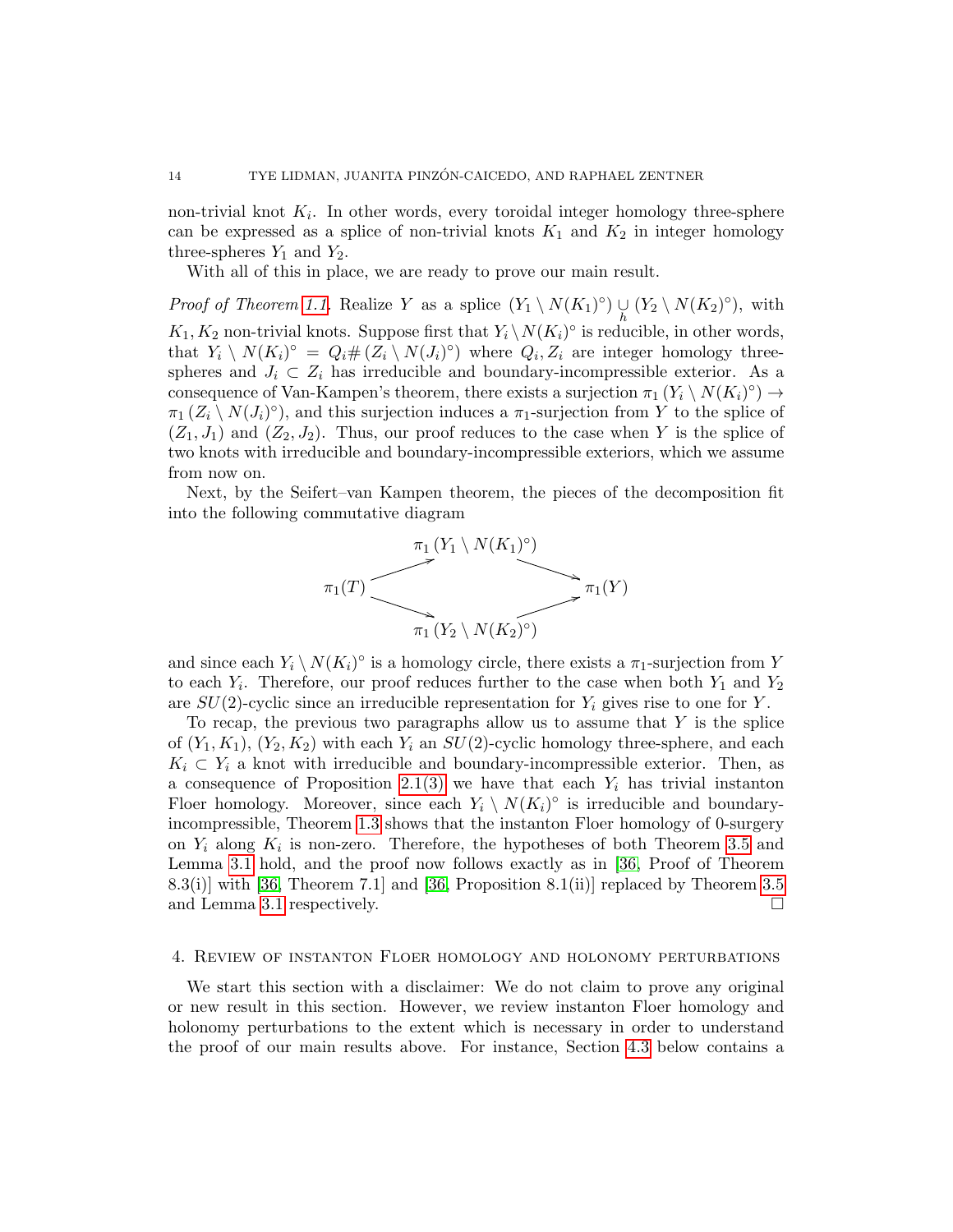non-trivial knot $K_i$. In other words, every toroidal integer homology three-sphere can be expressed as a splice of non-trivial knots $K_1$ and $K_2$ in integer homology three-spheres $Y_1$ and $Y_2$.

With all of this in place, we are ready to prove our main result.

*Proof of Theorem 1.1.* Realize $Y$ as a splice $(Y_1 \setminus N(K_1)^\circ) \underset{h}{\cup} (Y_2 \setminus N(K_2)^\circ)$, with $K_1, K_2$ non-trivial knots. Suppose first that $Y_i \setminus N(K_i)^\circ$ is reducible, in other words, that $Y_i \setminus N(K_i)^\circ = Q_i \# (Z_i \setminus N(J_i)^\circ)$ where $Q_i, Z_i$ are integer homology three-spheres and $J_i \subset Z_i$ has irreducible and boundary-incompressible exterior. As a consequence of Van-Kampen's theorem, there exists a surjection $\pi_1(Y_i \setminus N(K_i)^\circ) \to \pi_1(Z_i \setminus N(J_i)^\circ)$, and this surjection induces a $\pi_1$-surjection from $Y$ to the splice of $(Z_1, J_1)$ and $(Z_2, J_2)$. Thus, our proof reduces to the case when $Y$ is the splice of two knots with irreducible and boundary-incompressible exteriors, which we assume from now on.

Next, by the Seifert–van Kampen theorem, the pieces of the decomposition fit into the following commutative diagram

$$
\begin{array}{ccccc}
 & & \pi_1(Y_1 \setminus N(K_1)^\circ) & & \\
 & \nearrow & & \searrow & \\
\pi_1(T) & & & & \pi_1(Y) \\
 & \searrow & & \nearrow & \\
 & & \pi_1(Y_2 \setminus N(K_2)^\circ) & &
\end{array}
$$

and since each $Y_i \setminus N(K_i)^\circ$ is a homology circle, there exists a $\pi_1$-surjection from $Y$ to each $Y_i$. Therefore, our proof reduces further to the case when both $Y_1$ and $Y_2$ are $SU(2)$-cyclic since an irreducible representation for $Y_i$ gives rise to one for $Y$.

To recap, the previous two paragraphs allow us to assume that $Y$ is the splice of $(Y_1, K_1)$, $(Y_2, K_2)$ with each $Y_i$ an $SU(2)$-cyclic homology three-sphere, and each $K_i \subset Y_i$ a knot with irreducible and boundary-incompressible exterior. Then, as a consequence of Proposition 2.1(3) we have that each $Y_i$ has trivial instanton Floer homology. Moreover, since each $Y_i \setminus N(K_i)^\circ$ is irreducible and boundary-incompressible, Theorem 1.3 shows that the instanton Floer homology of 0-surgery on $Y_i$ along $K_i$ is non-zero. Therefore, the hypotheses of both Theorem 3.5 and Lemma 3.1 hold, and the proof now follows exactly as in [36, Proof of Theorem 8.3(i)] with [36, Theorem 7.1] and [36, Proposition 8.1(ii)] replaced by Theorem 3.5 and Lemma 3.1 respectively. □

## 4. Review of instanton Floer homology and holonomy perturbations

We start this section with a disclaimer: We do not claim to prove any original or new result in this section. However, we review instanton Floer homology and holonomy perturbations to the extent which is necessary in order to understand the proof of our main results above. For instance, Section 4.3 below contains a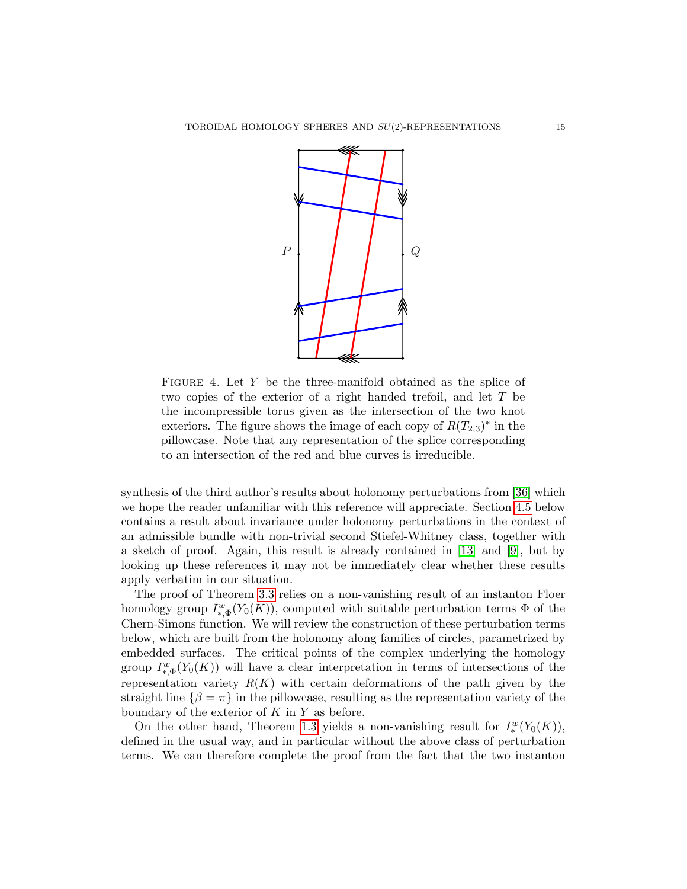P

Q

Figure 4. Let $Y$ be the three-manifold obtained as the splice of two copies of the exterior of a right handed trefoil, and let $T$ be the incompressible torus given as the intersection of the two knot exteriors. The figure shows the image of each copy of $R(T_{2,3})^*$ in the pillowcase. Note that any representation of the splice corresponding to an intersection of the red and blue curves is irreducible.

synthesis of the third author's results about holonomy perturbations from [36] which we hope the reader unfamiliar with this reference will appreciate. Section 4.5 below contains a result about invariance under holonomy perturbations in the context of an admissible bundle with non-trivial second Stiefel-Whitney class, together with a sketch of proof. Again, this result is already contained in [13] and [9], but by looking up these references it may not be immediately clear whether these results apply verbatim in our situation.

The proof of Theorem 3.3 relies on a non-vanishing result of an instanton Floer homology group $I^w_{*,\Phi}(Y_0(K))$, computed with suitable perturbation terms $\Phi$ of the Chern-Simons function. We will review the construction of these perturbation terms below, which are built from the holonomy along families of circles, parametrized by embedded surfaces. The critical points of the complex underlying the homology group $I^w_{*,\Phi}(Y_0(K))$ will have a clear interpretation in terms of intersections of the representation variety $R(K)$ with certain deformations of the path given by the straight line $\{\beta = \pi\}$ in the pillowcase, resulting as the representation variety of the boundary of the exterior of $K$ in $Y$ as before.

On the other hand, Theorem 1.3 yields a non-vanishing result for $I^w_*(Y_0(K))$, defined in the usual way, and in particular without the above class of perturbation terms. We can therefore complete the proof from the fact that the two instanton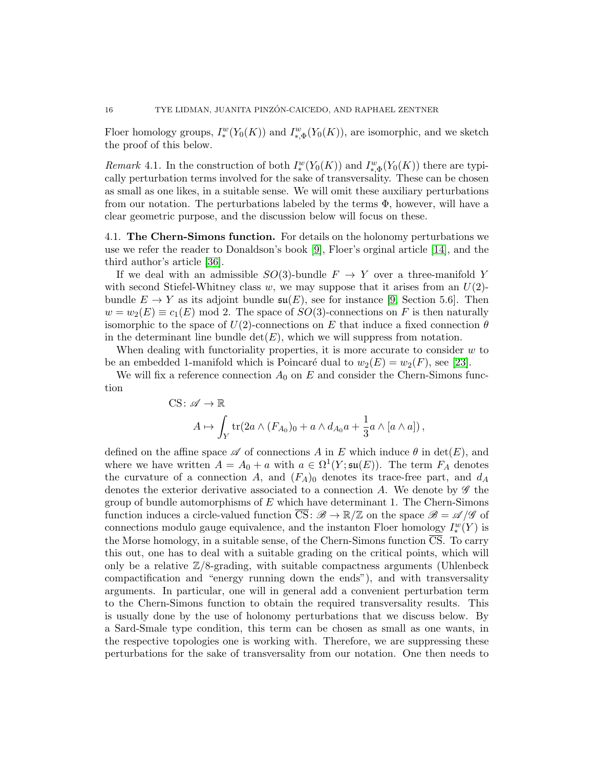Floer homology groups, $I^w_*(Y_0(K))$ and $I^w_{*,\Phi}(Y_0(K))$, are isomorphic, and we sketch the proof of this below.

*Remark* 4.1. In the construction of both $I^w_*(Y_0(K))$ and $I^w_{*,\Phi}(Y_0(K))$ there are typically perturbation terms involved for the sake of transversality. These can be chosen as small as one likes, in a suitable sense. We will omit these auxiliary perturbations from our notation. The perturbations labeled by the terms $\Phi$, however, will have a clear geometric purpose, and the discussion below will focus on these.

### 4.1. The Chern-Simons function.

For details on the holonomy perturbations we use we refer the reader to Donaldson's book [9], Floer's orginal article [14], and the third author's article [36].

If we deal with an admissible $SO(3)$-bundle $F \to Y$ over a three-manifold $Y$ with second Stiefel-Whitney class $w$, we may suppose that it arises from an $U(2)$-bundle $E \to Y$ as its adjoint bundle $\mathfrak{su}(E)$, see for instance [9, Section 5.6]. Then $w = w_2(E) \equiv c_1(E) \bmod 2$. The space of $SO(3)$-connections on $F$ is then naturally isomorphic to the space of $U(2)$-connections on $E$ that induce a fixed connection $\theta$ in the determinant line bundle $\det(E)$, which we will suppress from notation.

When dealing with functoriality properties, it is more accurate to consider $w$ to be an embedded 1-manifold which is Poincaré dual to $w_2(E) = w_2(F)$, see [23].

We will fix a reference connection $A_0$ on $E$ and consider the Chern-Simons function

$$
\begin{aligned}
\mathrm{CS}\colon \mathscr{A} &\to \mathbb{R} \\
A &\mapsto \int_Y \mathrm{tr}\left(2a \wedge (F_{A_0})_0 + a \wedge d_{A_0} a + \frac{1}{3} a \wedge [a \wedge a]\right),
\end{aligned}
$$

defined on the affine space $\mathscr{A}$ of connections $A$ in $E$ which induce $\theta$ in $\det(E)$, and where we have written $A = A_0 + a$ with $a \in \Omega^1(Y; \mathfrak{su}(E))$. The term $F_A$ denotes the curvature of a connection $A$, and $(F_A)_0$ denotes its trace-free part, and $d_A$ denotes the exterior derivative associated to a connection $A$. We denote by $\mathscr{G}$ the group of bundle automorphisms of $E$ which have determinant 1. The Chern-Simons function induces a circle-valued function $\overline{\mathrm{CS}}\colon \mathscr{B} \to \mathbb{R}/\mathbb{Z}$ on the space $\mathscr{B} = \mathscr{A}/\mathscr{G}$ of connections modulo gauge equivalence, and the instanton Floer homology $I^w_*(Y)$ is the Morse homology, in a suitable sense, of the Chern-Simons function $\overline{\mathrm{CS}}$. To carry this out, one has to deal with a suitable grading on the critical points, which will only be a relative $\mathbb{Z}/8$-grading, with suitable compactness arguments (Uhlenbeck compactification and "energy running down the ends"), and with transversality arguments. In particular, one will in general add a convenient perturbation term to the Chern-Simons function to obtain the required transversality results. This is usually done by the use of holonomy perturbations that we discuss below. By a Sard-Smale type condition, this term can be chosen as small as one wants, in the respective topologies one is working with. Therefore, we are suppressing these perturbations for the sake of transversality from our notation. One then needs to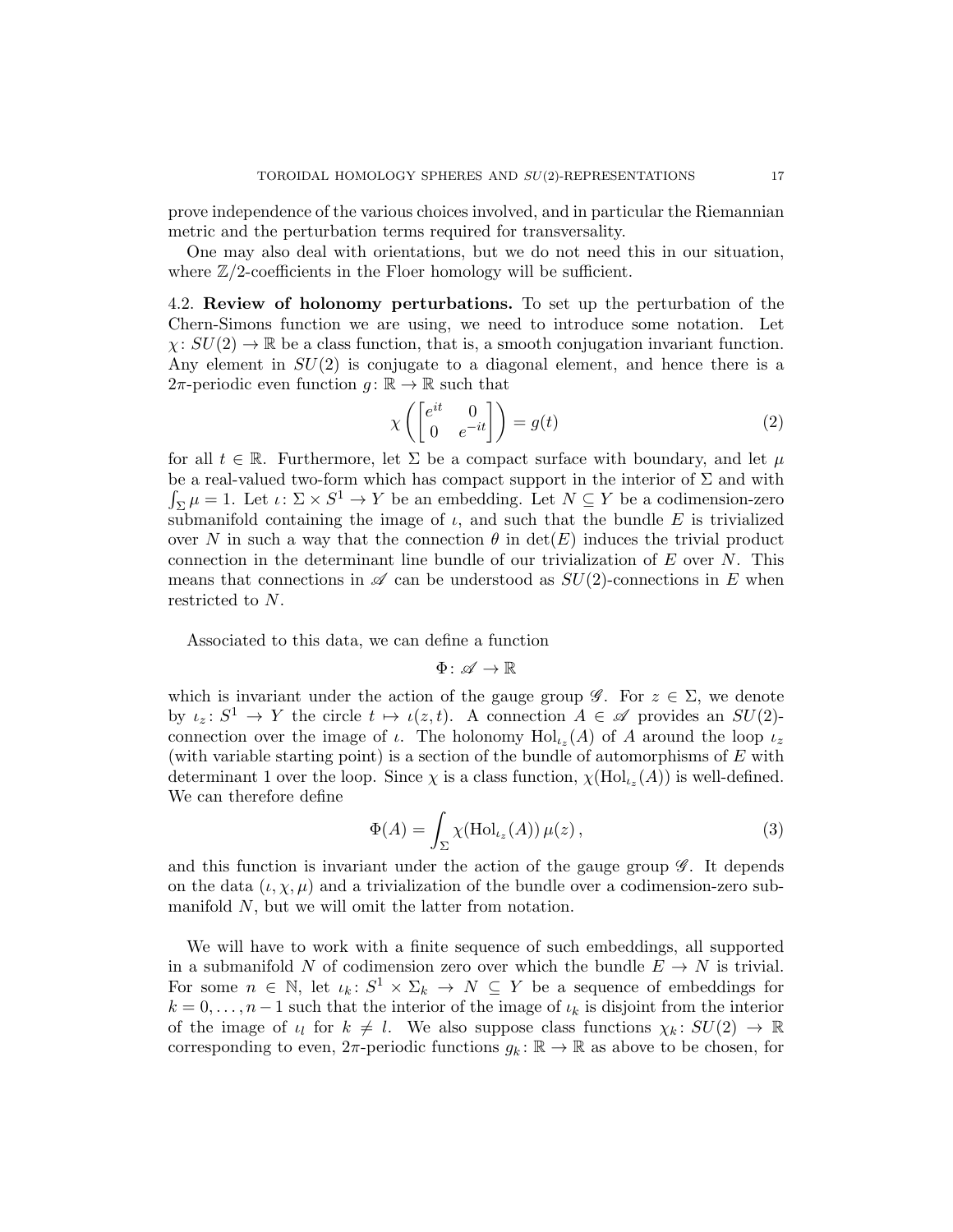prove independence of the various choices involved, and in particular the Riemannian metric and the perturbation terms required for transversality.

One may also deal with orientations, but we do not need this in our situation, where $\mathbb{Z}/2$-coefficients in the Floer homology will be sufficient.

**4.2. Review of holonomy perturbations.** To set up the perturbation of the Chern-Simons function we are using, we need to introduce some notation. Let $\chi\colon SU(2) \to \mathbb{R}$ be a class function, that is, a smooth conjugation invariant function. Any element in $SU(2)$ is conjugate to a diagonal element, and hence there is a $2\pi$-periodic even function $g\colon \mathbb{R} \to \mathbb{R}$ such that

$$\chi\left(\begin{bmatrix} e^{it} & 0 \\ 0 & e^{-it} \end{bmatrix}\right) = g(t) \tag{2}$$

for all $t \in \mathbb{R}$. Furthermore, let $\Sigma$ be a compact surface with boundary, and let $\mu$ be a real-valued two-form which has compact support in the interior of $\Sigma$ and with $\int_\Sigma \mu = 1$. Let $\iota\colon \Sigma \times S^1 \to Y$ be an embedding. Let $N \subseteq Y$ be a codimension-zero submanifold containing the image of $\iota$, and such that the bundle $E$ is trivialized over $N$ in such a way that the connection $\theta$ in $\det(E)$ induces the trivial product connection in the determinant line bundle of our trivialization of $E$ over $N$. This means that connections in $\mathscr{A}$ can be understood as $SU(2)$-connections in $E$ when restricted to $N$.

Associated to this data, we can define a function

$$\Phi\colon \mathscr{A} \to \mathbb{R}$$

which is invariant under the action of the gauge group $\mathscr{G}$. For $z \in \Sigma$, we denote by $\iota_z\colon S^1 \to Y$ the circle $t \mapsto \iota(z,t)$. A connection $A \in \mathscr{A}$ provides an $SU(2)$-connection over the image of $\iota$. The holonomy $\mathrm{Hol}_{\iota_z}(A)$ of $A$ around the loop $\iota_z$ (with variable starting point) is a section of the bundle of automorphisms of $E$ with determinant 1 over the loop. Since $\chi$ is a class function, $\chi(\mathrm{Hol}_{\iota_z}(A))$ is well-defined. We can therefore define

$$\Phi(A) = \int_\Sigma \chi(\mathrm{Hol}_{\iota_z}(A))\, \mu(z)\,, \tag{3}$$

and this function is invariant under the action of the gauge group $\mathscr{G}$. It depends on the data $(\iota, \chi, \mu)$ and a trivialization of the bundle over a codimension-zero submanifold $N$, but we will omit the latter from notation.

We will have to work with a finite sequence of such embeddings, all supported in a submanifold $N$ of codimension zero over which the bundle $E \to N$ is trivial. For some $n \in \mathbb{N}$, let $\iota_k\colon S^1 \times \Sigma_k \to N \subseteq Y$ be a sequence of embeddings for $k = 0, \dots, n-1$ such that the interior of the image of $\iota_k$ is disjoint from the interior of the image of $\iota_l$ for $k \neq l$. We also suppose class functions $\chi_k\colon SU(2) \to \mathbb{R}$ corresponding to even, $2\pi$-periodic functions $g_k\colon \mathbb{R} \to \mathbb{R}$ as above to be chosen, for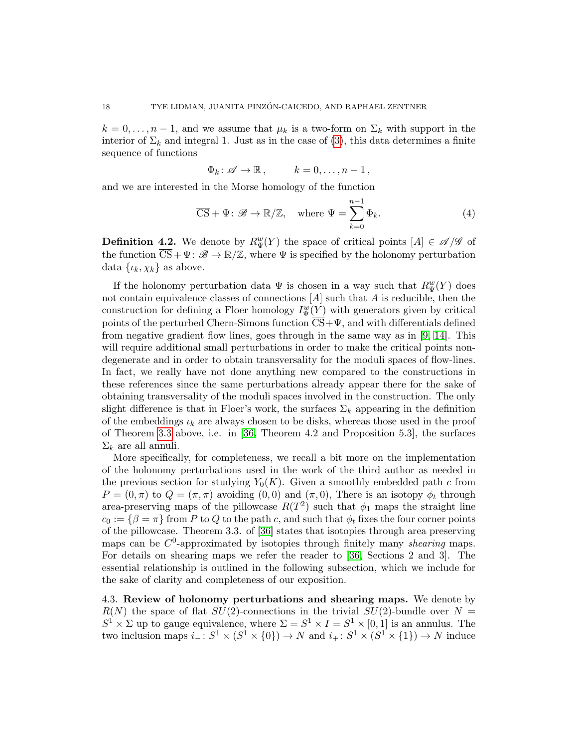$k = 0, \ldots, n-1$, and we assume that $\mu_k$ is a two-form on $\Sigma_k$ with support in the interior of $\Sigma_k$ and integral 1. Just as in the case of (3), this data determines a finite sequence of functions

$$\Phi_k \colon \mathscr{A} \to \mathbb{R}\,, \qquad k = 0, \ldots, n-1\,,$$

and we are interested in the Morse homology of the function

$$\overline{\mathrm{CS}} + \Psi \colon \mathscr{B} \to \mathbb{R}/\mathbb{Z}, \quad \text{where } \Psi = \sum_{k=0}^{n-1} \Phi_k. \tag{4}$$

**Definition 4.2.** We denote by $R^w_\Psi(Y)$ the space of critical points $[A] \in \mathscr{A}/\mathscr{G}$ of the function $\overline{\mathrm{CS}} + \Psi \colon \mathscr{B} \to \mathbb{R}/\mathbb{Z}$, where $\Psi$ is specified by the holonomy perturbation data $\{\iota_k, \chi_k\}$ as above.

If the holonomy perturbation data $\Psi$ is chosen in a way such that $R^w_\Psi(Y)$ does not contain equivalence classes of connections $[A]$ such that $A$ is reducible, then the construction for defining a Floer homology $I^w_\Psi(Y)$ with generators given by critical points of the perturbed Chern-Simons function $\overline{\mathrm{CS}} + \Psi$, and with differentials defined from negative gradient flow lines, goes through in the same way as in [9, 14]. This will require additional small perturbations in order to make the critical points non-degenerate and in order to obtain transversality for the moduli spaces of flow-lines. In fact, we really have not done anything new compared to the constructions in these references since the same perturbations already appear there for the sake of obtaining transversality of the moduli spaces involved in the construction. The only slight difference is that in Floer's work, the surfaces $\Sigma_k$ appearing in the definition of the embeddings $\iota_k$ are always chosen to be disks, whereas those used in the proof of Theorem 3.3 above, i.e. in [36, Theorem 4.2 and Proposition 5.3], the surfaces $\Sigma_k$ are all annuli.

More specifically, for completeness, we recall a bit more on the implementation of the holonomy perturbations used in the work of the third author as needed in the previous section for studying $Y_0(K)$. Given a smoothly embedded path $c$ from $P = (0, \pi)$ to $Q = (\pi, \pi)$ avoiding $(0,0)$ and $(\pi, 0)$, There is an isotopy $\phi_t$ through area-preserving maps of the pillowcase $R(T^2)$ such that $\phi_1$ maps the straight line $c_0 := \{\beta = \pi\}$ from $P$ to $Q$ to the path $c$, and such that $\phi_t$ fixes the four corner points of the pillowcase. Theorem 3.3. of [36] states that isotopies through area preserving maps can be $C^0$-approximated by isotopies through finitely many *shearing* maps. For details on shearing maps we refer the reader to [36, Sections 2 and 3]. The essential relationship is outlined in the following subsection, which we include for the sake of clarity and completeness of our exposition.

4.3. **Review of holonomy perturbations and shearing maps.** We denote by $R(N)$ the space of flat $SU(2)$-connections in the trivial $SU(2)$-bundle over $N = S^1 \times \Sigma$ up to gauge equivalence, where $\Sigma = S^1 \times I = S^1 \times [0,1]$ is an annulus. The two inclusion maps $i_- \colon S^1 \times (S^1 \times \{0\}) \to N$ and $i_+ \colon S^1 \times (S^1 \times \{1\}) \to N$ induce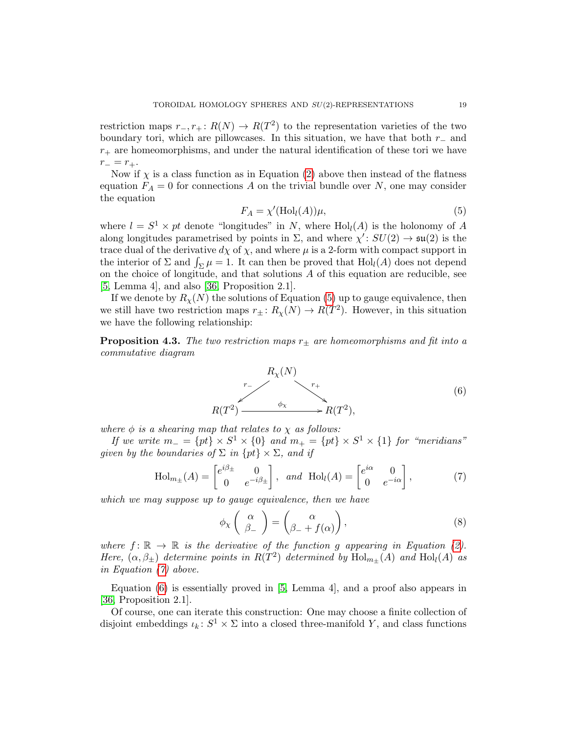restriction maps $r_-, r_+ \colon R(N) \to R(T^2)$ to the representation varieties of the two boundary tori, which are pillowcases. In this situation, we have that both $r_-$ and $r_+$ are homeomorphisms, and under the natural identification of these tori we have $r_- = r_+$.

Now if $\chi$ is a class function as in Equation (2) above then instead of the flatness equation $F_A = 0$ for connections $A$ on the trivial bundle over $N$, one may consider the equation

$$F_A = \chi'(\mathrm{Hol}_l(A))\mu, \tag{5}$$

where $l = S^1 \times pt$ denote "longitudes" in $N$, where $\mathrm{Hol}_l(A)$ is the holonomy of $A$ along longitudes parametrised by points in $\Sigma$, and where $\chi' \colon SU(2) \to \mathfrak{su}(2)$ is the trace dual of the derivative $d\chi$ of $\chi$, and where $\mu$ is a 2-form with compact support in the interior of $\Sigma$ and $\int_\Sigma \mu = 1$. It can then be proved that $\mathrm{Hol}_l(A)$ does not depend on the choice of longitude, and that solutions $A$ of this equation are reducible, see [5, Lemma 4], and also [36, Proposition 2.1].

If we denote by $R_\chi(N)$ the solutions of Equation (5) up to gauge equivalence, then we still have two restriction maps $r_\pm \colon R_\chi(N) \to R(T^2)$. However, in this situation we have the following relationship:

**Proposition 4.3.** *The two restriction maps $r_\pm$ are homeomorphisms and fit into a commutative diagram*

$$\begin{array}{ccc} & R_\chi(N) & \\ {}^{r_-}\swarrow & & \searrow^{r_+} \\ R(T^2) & \xrightarrow{\quad \phi_\chi \quad} & R(T^2), \end{array} \tag{6}$$

*where $\phi$ is a shearing map that relates to $\chi$ as follows:*

*If we write $m_- = \{pt\} \times S^1 \times \{0\}$ and $m_+ = \{pt\} \times S^1 \times \{1\}$ for "meridians" given by the boundaries of $\Sigma$ in $\{pt\} \times \Sigma$, and if*

$$\mathrm{Hol}_{m_\pm}(A) = \begin{bmatrix} e^{i\beta_\pm} & 0 \\ 0 & e^{-i\beta_\pm} \end{bmatrix}, \ \text{ and } \ \mathrm{Hol}_l(A) = \begin{bmatrix} e^{i\alpha} & 0 \\ 0 & e^{-i\alpha} \end{bmatrix}, \tag{7}$$

*which we may suppose up to gauge equivalence, then we have*

$$\phi_\chi \begin{pmatrix} \alpha \\ \beta_- \end{pmatrix} = \begin{pmatrix} \alpha \\ \beta_- + f(\alpha) \end{pmatrix}, \tag{8}$$

*where $f \colon \mathbb{R} \to \mathbb{R}$ is the derivative of the function $g$ appearing in Equation (2). Here, $(\alpha, \beta_\pm)$ determine points in $R(T^2)$ determined by $\mathrm{Hol}_{m_\pm}(A)$ and $\mathrm{Hol}_l(A)$ as in Equation (7) above.*

Equation (6) is essentially proved in [5, Lemma 4], and a proof also appears in [36, Proposition 2.1].

Of course, one can iterate this construction: One may choose a finite collection of disjoint embeddings $\iota_k \colon S^1 \times \Sigma$ into a closed three-manifold $Y$, and class functions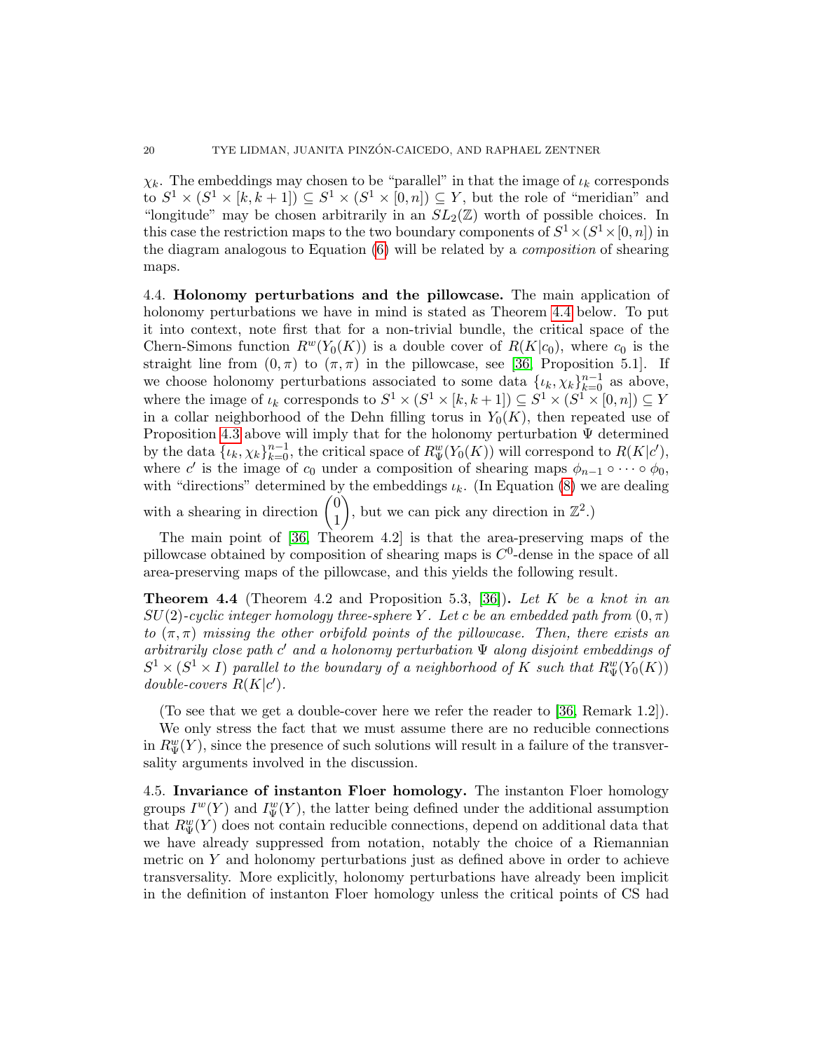$\chi_k$. The embeddings may chosen to be "parallel" in that the image of $\iota_k$ corresponds to $S^1 \times (S^1 \times [k, k+1]) \subseteq S^1 \times (S^1 \times [0, n]) \subseteq Y$, but the role of "meridian" and "longitude" may be chosen arbitrarily in an $SL_2(\mathbb{Z})$ worth of possible choices. In this case the restriction maps to the two boundary components of $S^1 \times (S^1 \times [0, n])$ in the diagram analogous to Equation (6) will be related by a *composition* of shearing maps.

**4.4. Holonomy perturbations and the pillowcase.** The main application of holonomy perturbations we have in mind is stated as Theorem 4.4 below. To put it into context, note first that for a non-trivial bundle, the critical space of the Chern-Simons function $R^w(Y_0(K))$ is a double cover of $R(K|c_0)$, where $c_0$ is the straight line from $(0, \pi)$ to $(\pi, \pi)$ in the pillowcase, see [36, Proposition 5.1]. If we choose holonomy perturbations associated to some data $\{\iota_k, \chi_k\}_{k=0}^{n-1}$ as above, where the image of $\iota_k$ corresponds to $S^1 \times (S^1 \times [k, k+1]) \subseteq S^1 \times (S^1 \times [0, n]) \subseteq Y$ in a collar neighborhood of the Dehn filling torus in $Y_0(K)$, then repeated use of Proposition 4.3 above will imply that for the holonomy perturbation $\Psi$ determined by the data $\{\iota_k, \chi_k\}_{k=0}^{n-1}$, the critical space of $R^w_\Psi(Y_0(K))$ will correspond to $R(K|c')$, where $c'$ is the image of $c_0$ under a composition of shearing maps $\phi_{n-1} \circ \cdots \circ \phi_0$, with "directions" determined by the embeddings $\iota_k$. (In Equation (8) we are dealing with a shearing in direction $\begin{pmatrix} 0 \\ 1 \end{pmatrix}$, but we can pick any direction in $\mathbb{Z}^2$.)

The main point of [36, Theorem 4.2] is that the area-preserving maps of the pillowcase obtained by composition of shearing maps is $C^0$-dense in the space of all area-preserving maps of the pillowcase, and this yields the following result.

**Theorem 4.4** (Theorem 4.2 and Proposition 5.3, [36])**.** *Let $K$ be a knot in an $SU(2)$-cyclic integer homology three-sphere $Y$. Let $c$ be an embedded path from $(0, \pi)$ to $(\pi, \pi)$ missing the other orbifold points of the pillowcase. Then, there exists an arbitrarily close path $c'$ and a holonomy perturbation $\Psi$ along disjoint embeddings of $S^1 \times (S^1 \times I)$ parallel to the boundary of a neighborhood of $K$ such that $R^w_\Psi(Y_0(K))$ double-covers $R(K|c')$.*

(To see that we get a double-cover here we refer the reader to [36, Remark 1.2]).

We only stress the fact that we must assume there are no reducible connections in $R^w_\Psi(Y)$, since the presence of such solutions will result in a failure of the transversality arguments involved in the discussion.

**4.5. Invariance of instanton Floer homology.** The instanton Floer homology groups $I^w(Y)$ and $I^w_\Psi(Y)$, the latter being defined under the additional assumption that $R^w_\Psi(Y)$ does not contain reducible connections, depend on additional data that we have already suppressed from notation, notably the choice of a Riemannian metric on $Y$ and holonomy perturbations just as defined above in order to achieve transversality. More explicitly, holonomy perturbations have already been implicit in the definition of instanton Floer homology unless the critical points of CS had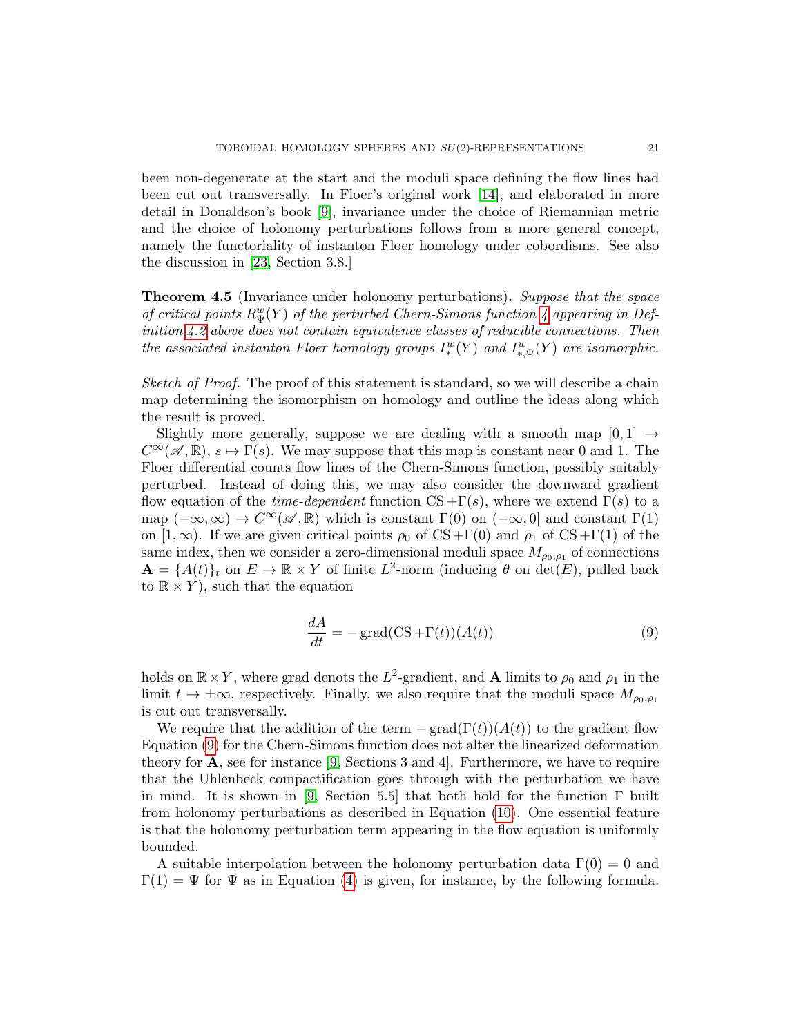been non-degenerate at the start and the moduli space defining the flow lines had been cut out transversally. In Floer's original work [14], and elaborated in more detail in Donaldson's book [9], invariance under the choice of Riemannian metric and the choice of holonomy perturbations follows from a more general concept, namely the functoriality of instanton Floer homology under cobordisms. See also the discussion in [23, Section 3.8.]

**Theorem 4.5** (Invariance under holonomy perturbations)**.** *Suppose that the space of critical points $R^w_\Psi(Y)$ of the perturbed Chern-Simons function 4 appearing in Definition 4.2 above does not contain equivalence classes of reducible connections. Then the associated instanton Floer homology groups $I^w_*(Y)$ and $I^w_{*,\Psi}(Y)$ are isomorphic.*

*Sketch of Proof.* The proof of this statement is standard, so we will describe a chain map determining the isomorphism on homology and outline the ideas along which the result is proved.

Slightly more generally, suppose we are dealing with a smooth map $[0,1] \to C^\infty(\mathscr{A}, \mathbb{R})$, $s \mapsto \Gamma(s)$. We may suppose that this map is constant near 0 and 1. The Floer differential counts flow lines of the Chern-Simons function, possibly suitably perturbed. Instead of doing this, we may also consider the downward gradient flow equation of the *time-dependent* function $\mathrm{CS} + \Gamma(s)$, where we extend $\Gamma(s)$ to a map $(-\infty, \infty) \to C^\infty(\mathscr{A}, \mathbb{R})$ which is constant $\Gamma(0)$ on $(-\infty, 0]$ and constant $\Gamma(1)$ on $[1, \infty)$. If we are given critical points $\rho_0$ of $\mathrm{CS} + \Gamma(0)$ and $\rho_1$ of $\mathrm{CS} + \Gamma(1)$ of the same index, then we consider a zero-dimensional moduli space $M_{\rho_0,\rho_1}$ of connections $\mathbf{A} = \{A(t)\}_t$ on $E \to \mathbb{R} \times Y$ of finite $L^2$-norm (inducing $\theta$ on $\det(E)$, pulled back to $\mathbb{R} \times Y$), such that the equation

$$\frac{dA}{dt} = -\operatorname{grad}(\mathrm{CS} + \Gamma(t))(A(t)) \tag{9}$$

holds on $\mathbb{R} \times Y$, where grad denots the $L^2$-gradient, and $\mathbf{A}$ limits to $\rho_0$ and $\rho_1$ in the limit $t \to \pm\infty$, respectively. Finally, we also require that the moduli space $M_{\rho_0,\rho_1}$ is cut out transversally.

We require that the addition of the term $-\operatorname{grad}(\Gamma(t))(A(t))$ to the gradient flow Equation (9) for the Chern-Simons function does not alter the linearized deformation theory for $\mathbf{A}$, see for instance [9, Sections 3 and 4]. Furthermore, we have to require that the Uhlenbeck compactification goes through with the perturbation we have in mind. It is shown in [9, Section 5.5] that both hold for the function $\Gamma$ built from holonomy perturbations as described in Equation (10). One essential feature is that the holonomy perturbation term appearing in the flow equation is uniformly bounded.

A suitable interpolation between the holonomy perturbation data $\Gamma(0) = 0$ and $\Gamma(1) = \Psi$ for $\Psi$ as in Equation (4) is given, for instance, by the following formula.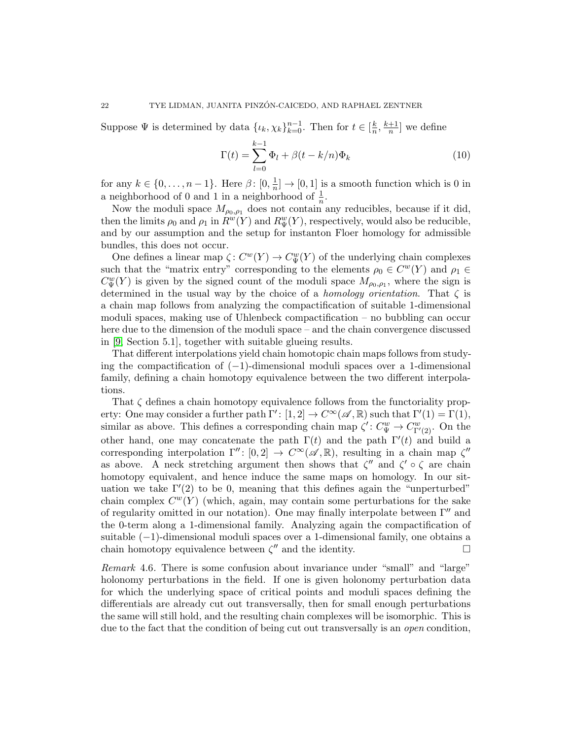Suppose $\Psi$ is determined by data $\{\iota_k, \chi_k\}_{k=0}^{n-1}$. Then for $t \in [\frac{k}{n}, \frac{k+1}{n}]$ we define

$$\Gamma(t) = \sum_{l=0}^{k-1} \Phi_l + \beta(t - k/n)\Phi_k \tag{10}$$

for any $k \in \{0, \ldots, n-1\}$. Here $\beta\colon [0, \frac{1}{n}] \to [0,1]$ is a smooth function which is 0 in a neighborhood of 0 and 1 in a neighborhood of $\frac{1}{n}$.

Now the moduli space $M_{\rho_0,\rho_1}$ does not contain any reducibles, because if it did, then the limits $\rho_0$ and $\rho_1$ in $R^w(Y)$ and $R^w_\Psi(Y)$, respectively, would also be reducible, and by our assumption and the setup for instanton Floer homology for admissible bundles, this does not occur.

One defines a linear map $\zeta\colon C^w(Y) \to C^w_\Psi(Y)$ of the underlying chain complexes such that the "matrix entry" corresponding to the elements $\rho_0 \in C^w(Y)$ and $\rho_1 \in C^w_\Psi(Y)$ is given by the signed count of the moduli space $M_{\rho_0,\rho_1}$, where the sign is determined in the usual way by the choice of a *homology orientation.* That $\zeta$ is a chain map follows from analyzing the compactification of suitable 1-dimensional moduli spaces, making use of Uhlenbeck compactification – no bubbling can occur here due to the dimension of the moduli space – and the chain convergence discussed in [9, Section 5.1], together with suitable glueing results.

That different interpolations yield chain homotopic chain maps follows from studying the compactification of $(-1)$-dimensional moduli spaces over a 1-dimensional family, defining a chain homotopy equivalence between the two different interpolations.

That $\zeta$ defines a chain homotopy equivalence follows from the functoriality property: One may consider a further path $\Gamma'\colon [1,2] \to C^\infty(\mathscr{A}, \mathbb{R})$ such that $\Gamma'(1) = \Gamma(1)$, similar as above. This defines a corresponding chain map $\zeta'\colon C^w_\Psi \to C^w_{\Gamma'(2)}$. On the other hand, one may concatenate the path $\Gamma(t)$ and the path $\Gamma'(t)$ and build a corresponding interpolation $\Gamma''\colon [0,2] \to C^\infty(\mathscr{A}, \mathbb{R})$, resulting in a chain map $\zeta''$ as above. A neck stretching argument then shows that $\zeta''$ and $\zeta' \circ \zeta$ are chain homotopy equivalent, and hence induce the same maps on homology. In our situation we take $\Gamma'(2)$ to be 0, meaning that this defines again the "unperturbed" chain complex $C^w(Y)$ (which, again, may contain some perturbations for the sake of regularity omitted in our notation). One may finally interpolate between $\Gamma''$ and the 0-term along a 1-dimensional family. Analyzing again the compactification of suitable $(-1)$-dimensional moduli spaces over a 1-dimensional family, one obtains a chain homotopy equivalence between $\zeta''$ and the identity. □

*Remark* 4.6. There is some confusion about invariance under "small" and "large" holonomy perturbations in the field. If one is given holonomy perturbation data for which the underlying space of critical points and moduli spaces defining the differentials are already cut out transversally, then for small enough perturbations the same will still hold, and the resulting chain complexes will be isomorphic. This is due to the fact that the condition of being cut out transversally is an *open* condition,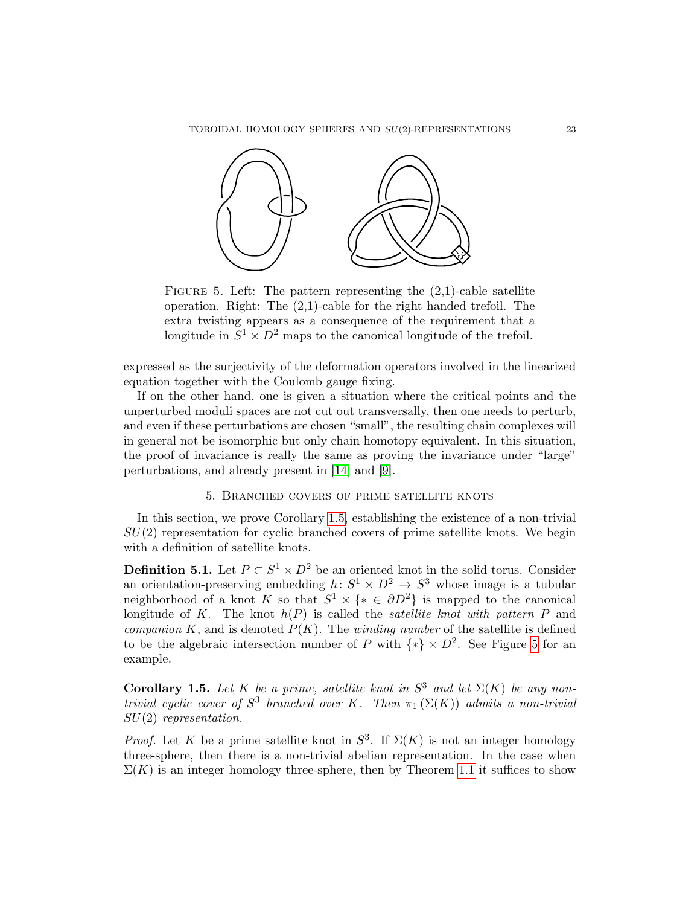FIGURE 5. Left: The pattern representing the (2,1)-cable satellite operation. Right: The (2,1)-cable for the right handed trefoil. The extra twisting appears as a consequence of the requirement that a longitude in $S^1 \times D^2$ maps to the canonical longitude of the trefoil.

expressed as the surjectivity of the deformation operators involved in the linearized equation together with the Coulomb gauge fixing.

If on the other hand, one is given a situation where the critical points and the unperturbed moduli spaces are not cut out transversally, then one needs to perturb, and even if these perturbations are chosen "small", the resulting chain complexes will in general not be isomorphic but only chain homotopy equivalent. In this situation, the proof of invariance is really the same as proving the invariance under "large" perturbations, and already present in [14] and [9].

## 5. Branched covers of prime satellite knots

In this section, we prove Corollary 1.5, establishing the existence of a non-trivial $SU(2)$ representation for cyclic branched covers of prime satellite knots. We begin with a definition of satellite knots.

**Definition 5.1.** Let $P \subset S^1 \times D^2$ be an oriented knot in the solid torus. Consider an orientation-preserving embedding $h\colon S^1 \times D^2 \to S^3$ whose image is a tubular neighborhood of a knot $K$ so that $S^1 \times \{* \in \partial D^2\}$ is mapped to the canonical longitude of $K$. The knot $h(P)$ is called the *satellite knot with pattern* $P$ and *companion* $K$, and is denoted $P(K)$. The *winding number* of the satellite is defined to be the algebraic intersection number of $P$ with $\{*\} \times D^2$. See Figure 5 for an example.

**Corollary 1.5.** *Let $K$ be a prime, satellite knot in $S^3$ and let $\Sigma(K)$ be any non-trivial cyclic cover of $S^3$ branched over $K$. Then $\pi_1(\Sigma(K))$ admits a non-trivial $SU(2)$ representation.*

*Proof.* Let $K$ be a prime satellite knot in $S^3$. If $\Sigma(K)$ is not an integer homology three-sphere, then there is a non-trivial abelian representation. In the case when $\Sigma(K)$ is an integer homology three-sphere, then by Theorem 1.1 it suffices to show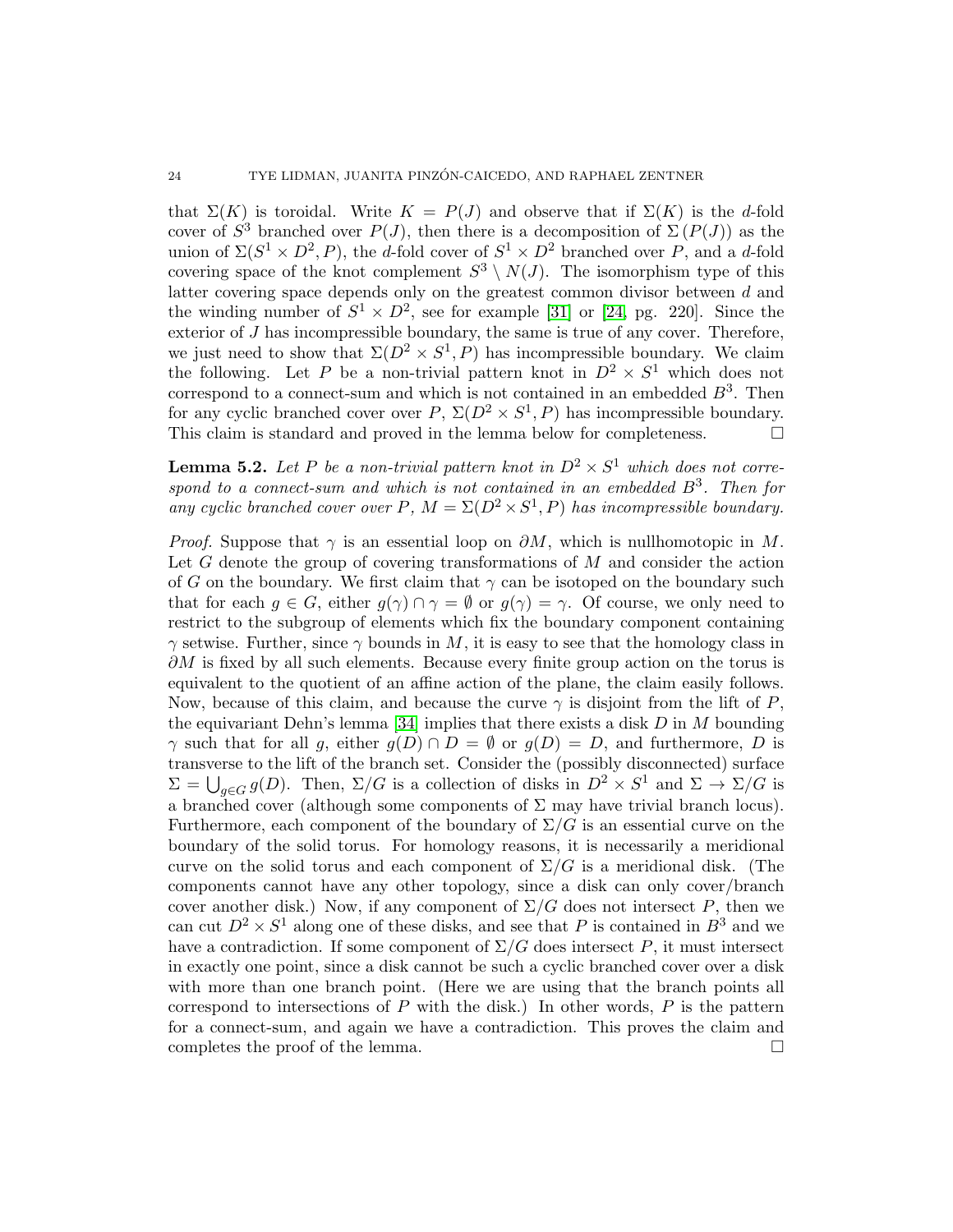that $\Sigma(K)$ is toroidal. Write $K = P(J)$ and observe that if $\Sigma(K)$ is the $d$-fold cover of $S^3$ branched over $P(J)$, then there is a decomposition of $\Sigma(P(J))$ as the union of $\Sigma(S^1 \times D^2, P)$, the $d$-fold cover of $S^1 \times D^2$ branched over $P$, and a $d$-fold covering space of the knot complement $S^3 \setminus N(J)$. The isomorphism type of this latter covering space depends only on the greatest common divisor between $d$ and the winding number of $S^1 \times D^2$, see for example [31] or [24, pg. 220]. Since the exterior of $J$ has incompressible boundary, the same is true of any cover. Therefore, we just need to show that $\Sigma(D^2 \times S^1, P)$ has incompressible boundary. We claim the following. Let $P$ be a non-trivial pattern knot in $D^2 \times S^1$ which does not correspond to a connect-sum and which is not contained in an embedded $B^3$. Then for any cyclic branched cover over $P$, $\Sigma(D^2 \times S^1, P)$ has incompressible boundary. This claim is standard and proved in the lemma below for completeness. $\square$

**Lemma 5.2.** *Let $P$ be a non-trivial pattern knot in $D^2 \times S^1$ which does not correspond to a connect-sum and which is not contained in an embedded $B^3$. Then for any cyclic branched cover over $P$, $M = \Sigma(D^2 \times S^1, P)$ has incompressible boundary.*

*Proof.* Suppose that $\gamma$ is an essential loop on $\partial M$, which is nullhomotopic in $M$. Let $G$ denote the group of covering transformations of $M$ and consider the action of $G$ on the boundary. We first claim that $\gamma$ can be isotoped on the boundary such that for each $g \in G$, either $g(\gamma) \cap \gamma = \emptyset$ or $g(\gamma) = \gamma$. Of course, we only need to restrict to the subgroup of elements which fix the boundary component containing $\gamma$ setwise. Further, since $\gamma$ bounds in $M$, it is easy to see that the homology class in $\partial M$ is fixed by all such elements. Because every finite group action on the torus is equivalent to the quotient of an affine action of the plane, the claim easily follows. Now, because of this claim, and because the curve $\gamma$ is disjoint from the lift of $P$, the equivariant Dehn's lemma [34] implies that there exists a disk $D$ in $M$ bounding $\gamma$ such that for all $g$, either $g(D) \cap D = \emptyset$ or $g(D) = D$, and furthermore, $D$ is transverse to the lift of the branch set. Consider the (possibly disconnected) surface $\Sigma = \bigcup_{g \in G} g(D)$. Then, $\Sigma/G$ is a collection of disks in $D^2 \times S^1$ and $\Sigma \to \Sigma/G$ is a branched cover (although some components of $\Sigma$ may have trivial branch locus). Furthermore, each component of the boundary of $\Sigma/G$ is an essential curve on the boundary of the solid torus. For homology reasons, it is necessarily a meridional curve on the solid torus and each component of $\Sigma/G$ is a meridional disk. (The components cannot have any other topology, since a disk can only cover/branch cover another disk.) Now, if any component of $\Sigma/G$ does not intersect $P$, then we can cut $D^2 \times S^1$ along one of these disks, and see that $P$ is contained in $B^3$ and we have a contradiction. If some component of $\Sigma/G$ does intersect $P$, it must intersect in exactly one point, since a disk cannot be such a cyclic branched cover over a disk with more than one branch point. (Here we are using that the branch points all correspond to intersections of $P$ with the disk.) In other words, $P$ is the pattern for a connect-sum, and again we have a contradiction. This proves the claim and completes the proof of the lemma. $\square$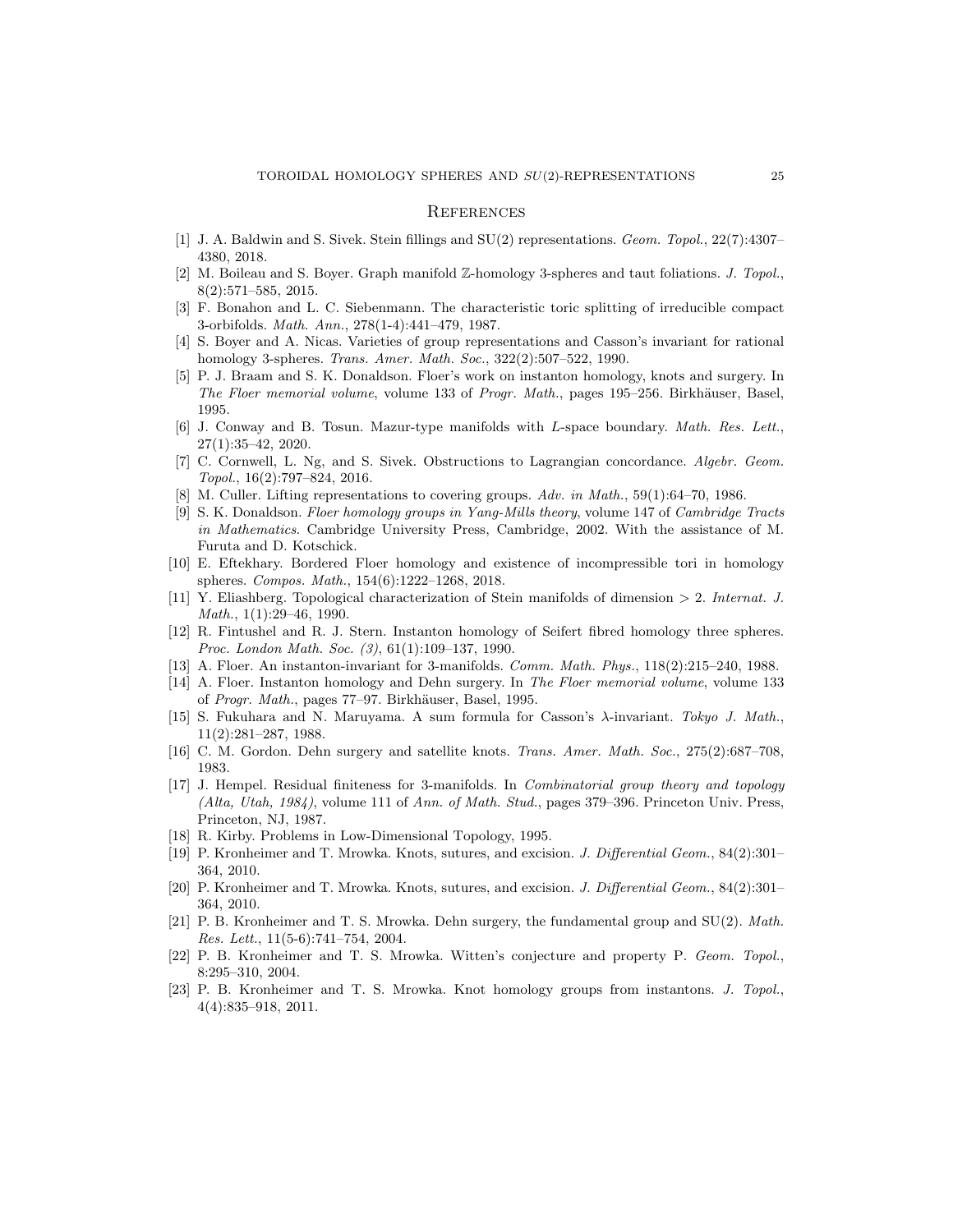# References

[1] J. A. Baldwin and S. Sivek. Stein fillings and SU(2) representations. *Geom. Topol.*, 22(7):4307–4380, 2018.

[2] M. Boileau and S. Boyer. Graph manifold $\mathbb{Z}$-homology 3-spheres and taut foliations. *J. Topol.*, 8(2):571–585, 2015.

[3] F. Bonahon and L. C. Siebenmann. The characteristic toric splitting of irreducible compact 3-orbifolds. *Math. Ann.*, 278(1-4):441–479, 1987.

[4] S. Boyer and A. Nicas. Varieties of group representations and Casson's invariant for rational homology 3-spheres. *Trans. Amer. Math. Soc.*, 322(2):507–522, 1990.

[5] P. J. Braam and S. K. Donaldson. Floer's work on instanton homology, knots and surgery. In *The Floer memorial volume*, volume 133 of *Progr. Math.*, pages 195–256. Birkhäuser, Basel, 1995.

[6] J. Conway and B. Tosun. Mazur-type manifolds with $L$-space boundary. *Math. Res. Lett.*, 27(1):35–42, 2020.

[7] C. Cornwell, L. Ng, and S. Sivek. Obstructions to Lagrangian concordance. *Algebr. Geom. Topol.*, 16(2):797–824, 2016.

[8] M. Culler. Lifting representations to covering groups. *Adv. in Math.*, 59(1):64–70, 1986.

[9] S. K. Donaldson. *Floer homology groups in Yang-Mills theory*, volume 147 of *Cambridge Tracts in Mathematics*. Cambridge University Press, Cambridge, 2002. With the assistance of M. Furuta and D. Kotschick.

[10] E. Eftekhary. Bordered Floer homology and existence of incompressible tori in homology spheres. *Compos. Math.*, 154(6):1222–1268, 2018.

[11] Y. Eliashberg. Topological characterization of Stein manifolds of dimension $> 2$. *Internat. J. Math.*, 1(1):29–46, 1990.

[12] R. Fintushel and R. J. Stern. Instanton homology of Seifert fibred homology three spheres. *Proc. London Math. Soc. (3)*, 61(1):109–137, 1990.

[13] A. Floer. An instanton-invariant for 3-manifolds. *Comm. Math. Phys.*, 118(2):215–240, 1988.

[14] A. Floer. Instanton homology and Dehn surgery. In *The Floer memorial volume*, volume 133 of *Progr. Math.*, pages 77–97. Birkhäuser, Basel, 1995.

[15] S. Fukuhara and N. Maruyama. A sum formula for Casson's $\lambda$-invariant. *Tokyo J. Math.*, 11(2):281–287, 1988.

[16] C. M. Gordon. Dehn surgery and satellite knots. *Trans. Amer. Math. Soc.*, 275(2):687–708, 1983.

[17] J. Hempel. Residual finiteness for 3-manifolds. In *Combinatorial group theory and topology (Alta, Utah, 1984)*, volume 111 of *Ann. of Math. Stud.*, pages 379–396. Princeton Univ. Press, Princeton, NJ, 1987.

[18] R. Kirby. Problems in Low-Dimensional Topology, 1995.

[19] P. Kronheimer and T. Mrowka. Knots, sutures, and excision. *J. Differential Geom.*, 84(2):301–364, 2010.

[20] P. Kronheimer and T. Mrowka. Knots, sutures, and excision. *J. Differential Geom.*, 84(2):301–364, 2010.

[21] P. B. Kronheimer and T. S. Mrowka. Dehn surgery, the fundamental group and SU(2). *Math. Res. Lett.*, 11(5-6):741–754, 2004.

[22] P. B. Kronheimer and T. S. Mrowka. Witten's conjecture and property P. *Geom. Topol.*, 8:295–310, 2004.

[23] P. B. Kronheimer and T. S. Mrowka. Knot homology groups from instantons. *J. Topol.*, 4(4):835–918, 2011.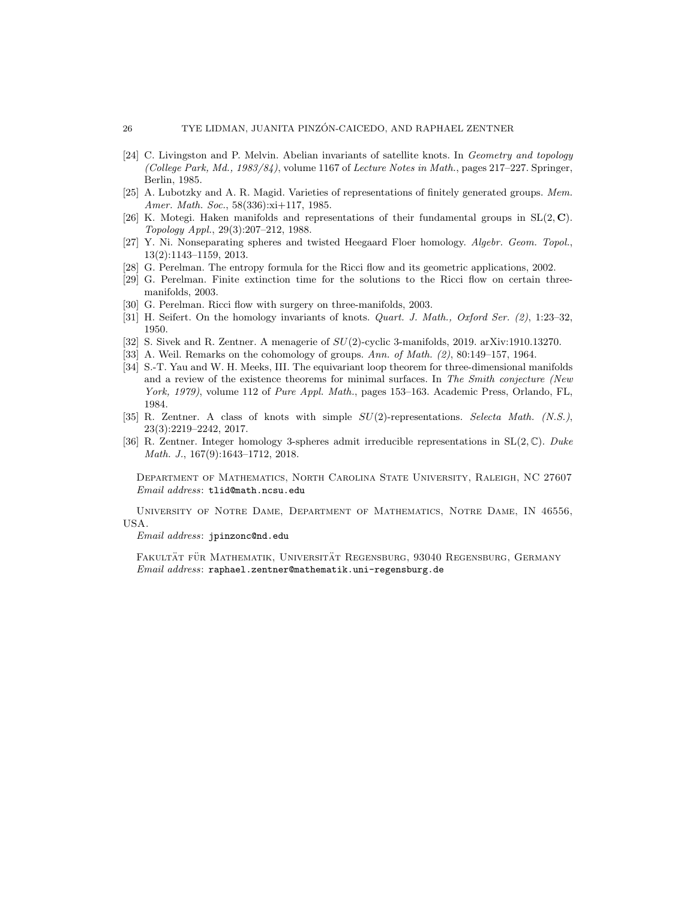[24] C. Livingston and P. Melvin. Abelian invariants of satellite knots. In *Geometry and topology (College Park, Md., 1983/84)*, volume 1167 of *Lecture Notes in Math.*, pages 217–227. Springer, Berlin, 1985.

[25] A. Lubotzky and A. R. Magid. Varieties of representations of finitely generated groups. *Mem. Amer. Math. Soc.*, 58(336):xi+117, 1985.

[26] K. Motegi. Haken manifolds and representations of their fundamental groups in $\mathrm{SL}(2, \mathbf{C})$. *Topology Appl.*, 29(3):207–212, 1988.

[27] Y. Ni. Nonseparating spheres and twisted Heegaard Floer homology. *Algebr. Geom. Topol.*, 13(2):1143–1159, 2013.

[28] G. Perelman. The entropy formula for the Ricci flow and its geometric applications, 2002.

[29] G. Perelman. Finite extinction time for the solutions to the Ricci flow on certain three-manifolds, 2003.

[30] G. Perelman. Ricci flow with surgery on three-manifolds, 2003.

[31] H. Seifert. On the homology invariants of knots. *Quart. J. Math., Oxford Ser. (2)*, 1:23–32, 1950.

[32] S. Sivek and R. Zentner. A menagerie of $SU(2)$-cyclic 3-manifolds, 2019. arXiv:1910.13270.

[33] A. Weil. Remarks on the cohomology of groups. *Ann. of Math. (2)*, 80:149–157, 1964.

[34] S.-T. Yau and W. H. Meeks, III. The equivariant loop theorem for three-dimensional manifolds and a review of the existence theorems for minimal surfaces. In *The Smith conjecture (New York, 1979)*, volume 112 of *Pure Appl. Math.*, pages 153–163. Academic Press, Orlando, FL, 1984.

[35] R. Zentner. A class of knots with simple $SU(2)$-representations. *Selecta Math. (N.S.)*, 23(3):2219–2242, 2017.

[36] R. Zentner. Integer homology 3-spheres admit irreducible representations in $\mathrm{SL}(2, \mathbb{C})$. *Duke Math. J.*, 167(9):1643–1712, 2018.

Department of Mathematics, North Carolina State University, Raleigh, NC 27607
*Email address*: tlid@math.ncsu.edu

University of Notre Dame, Department of Mathematics, Notre Dame, IN 46556, USA.
*Email address*: jpinzonc@nd.edu

Fakultät für Mathematik, Universität Regensburg, 93040 Regensburg, Germany
*Email address*: raphael.zentner@mathematik.uni-regensburg.de